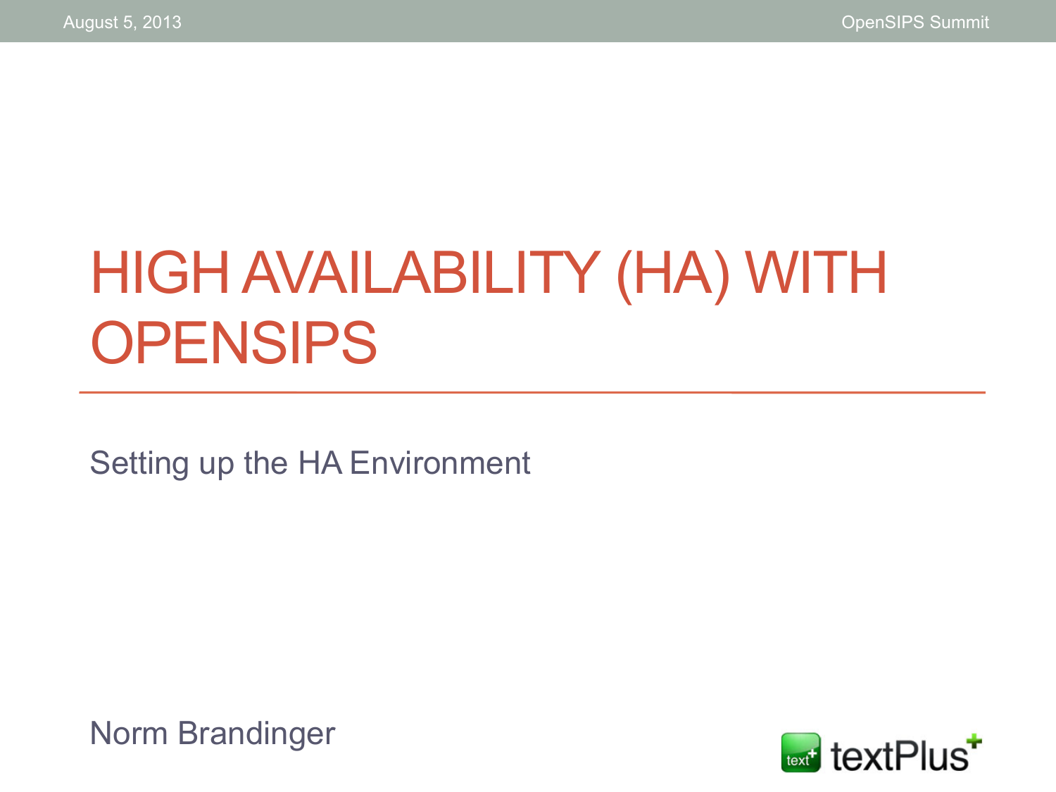# HIGH AVAILABILITY (HA) WITH OPENSIPS

Setting up the HA Environment

Norm Brandinger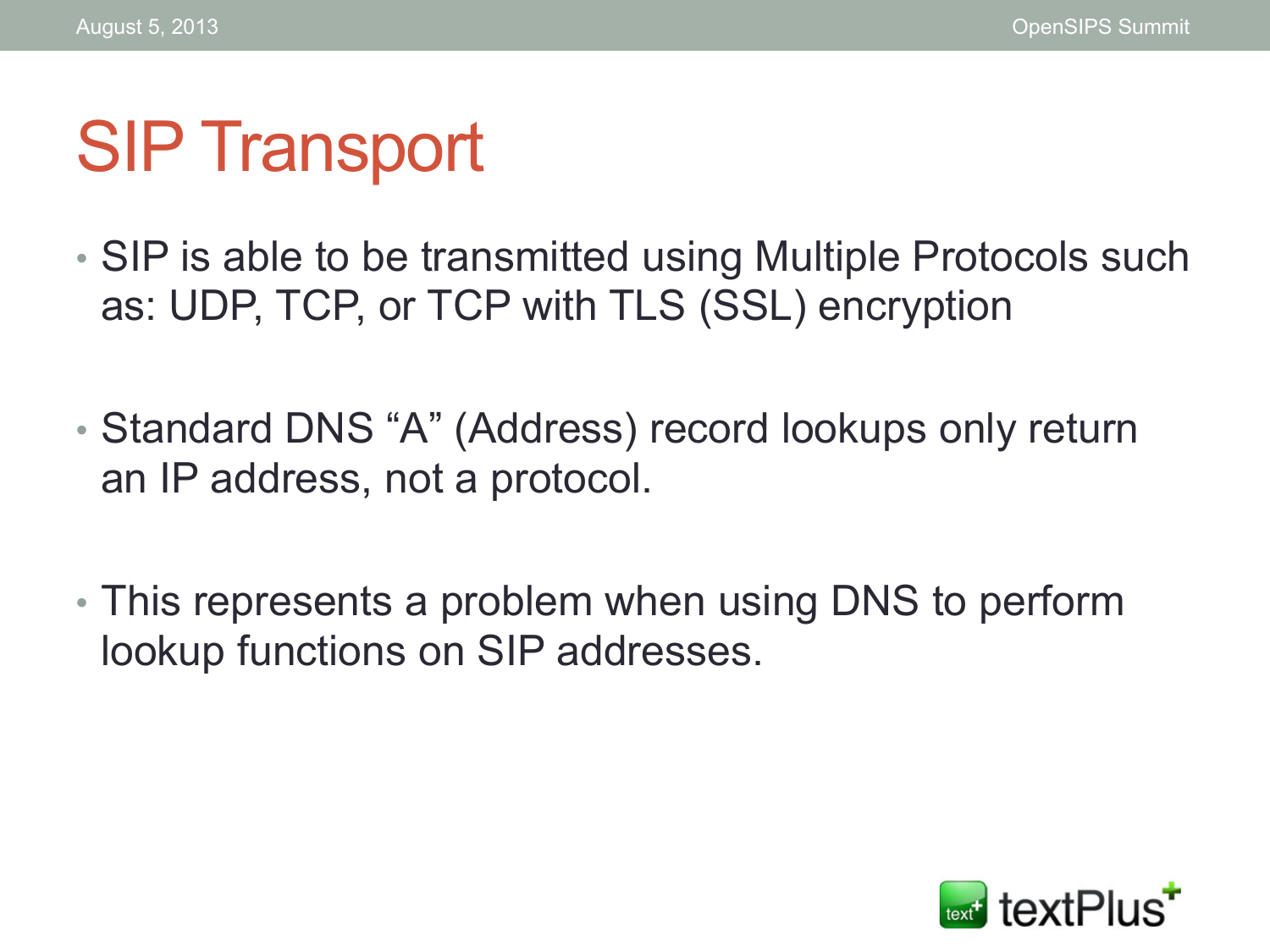# SIP Transport

- SIP is able to be transmitted using Multiple Protocols such as: UDP, TCP, or TCP with TLS (SSL) encryption
- Standard DNS "A" (Address) record lookups only return an IP address, not a protocol.
- This represents a problem when using DNS to perform lookup functions on SIP addresses.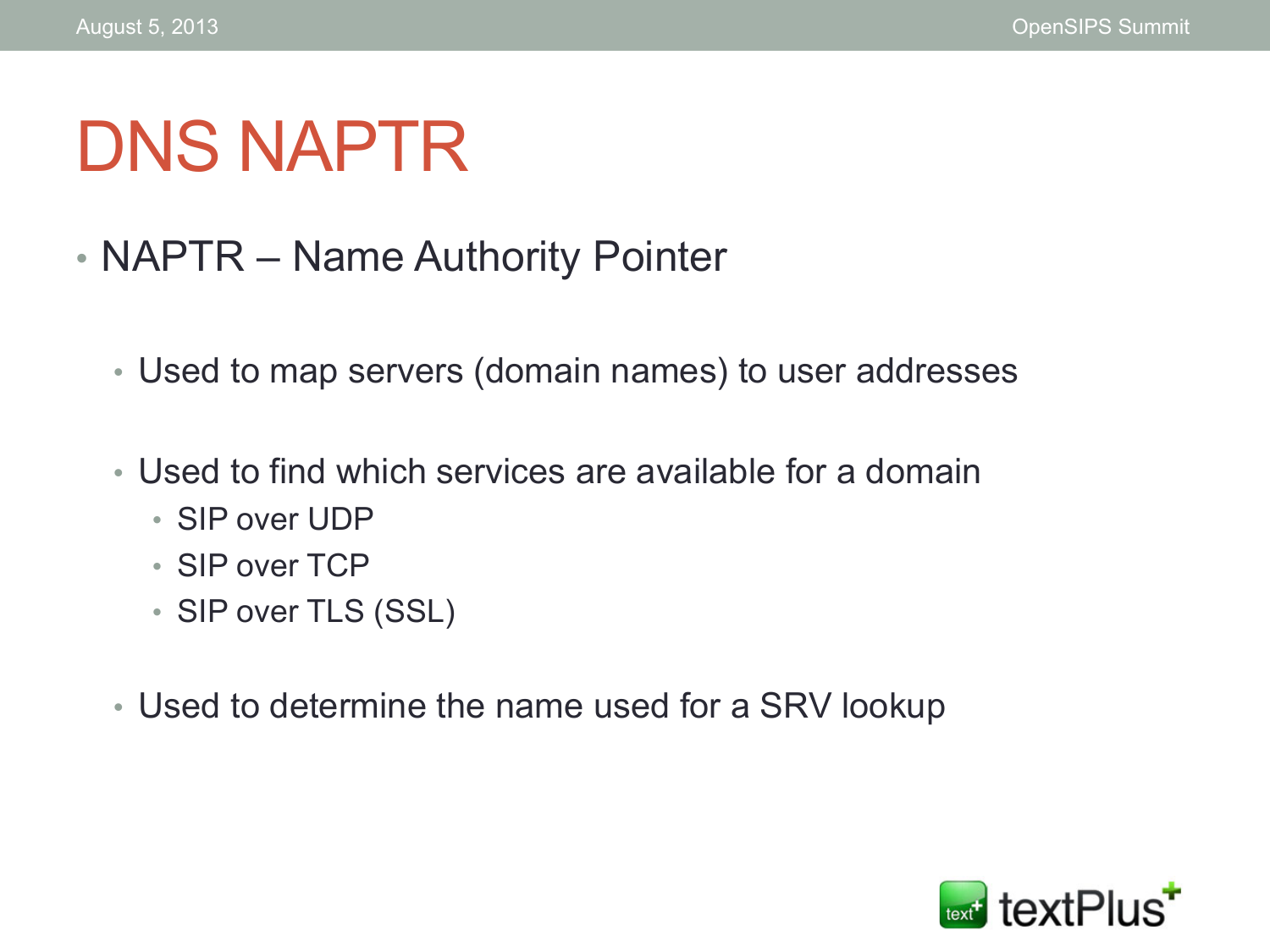# DNS NAPTR

- NAPTR – Name Authority Pointer
  - Used to map servers (domain names) to user addresses
  - Used to find which services are available for a domain
    - SIP over UDP
    - SIP over TCP
    - SIP over TLS (SSL)
  - Used to determine the name used for a SRV lookup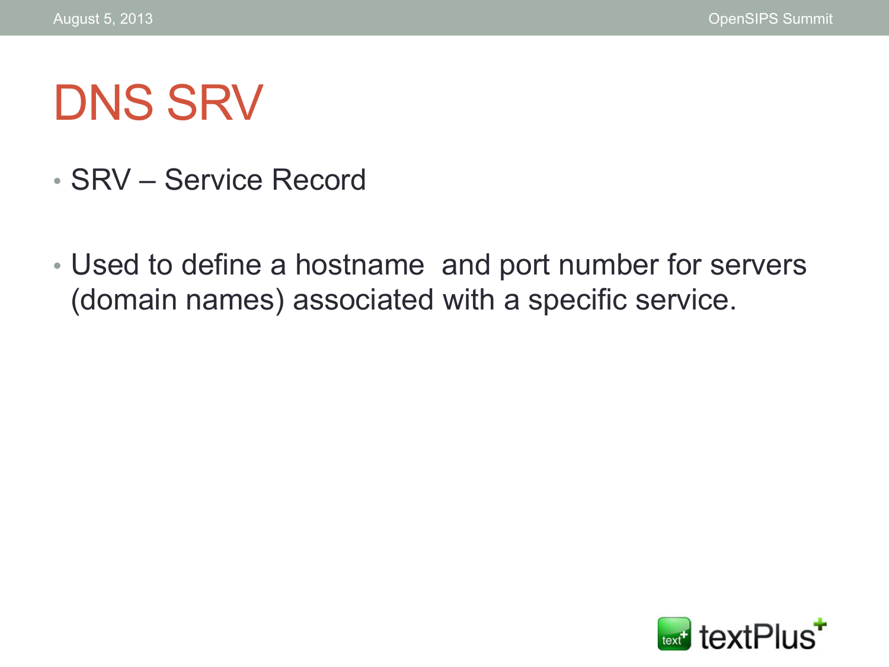# DNS SRV

- SRV – Service Record

- Used to define a hostname and port number for servers (domain names) associated with a specific service.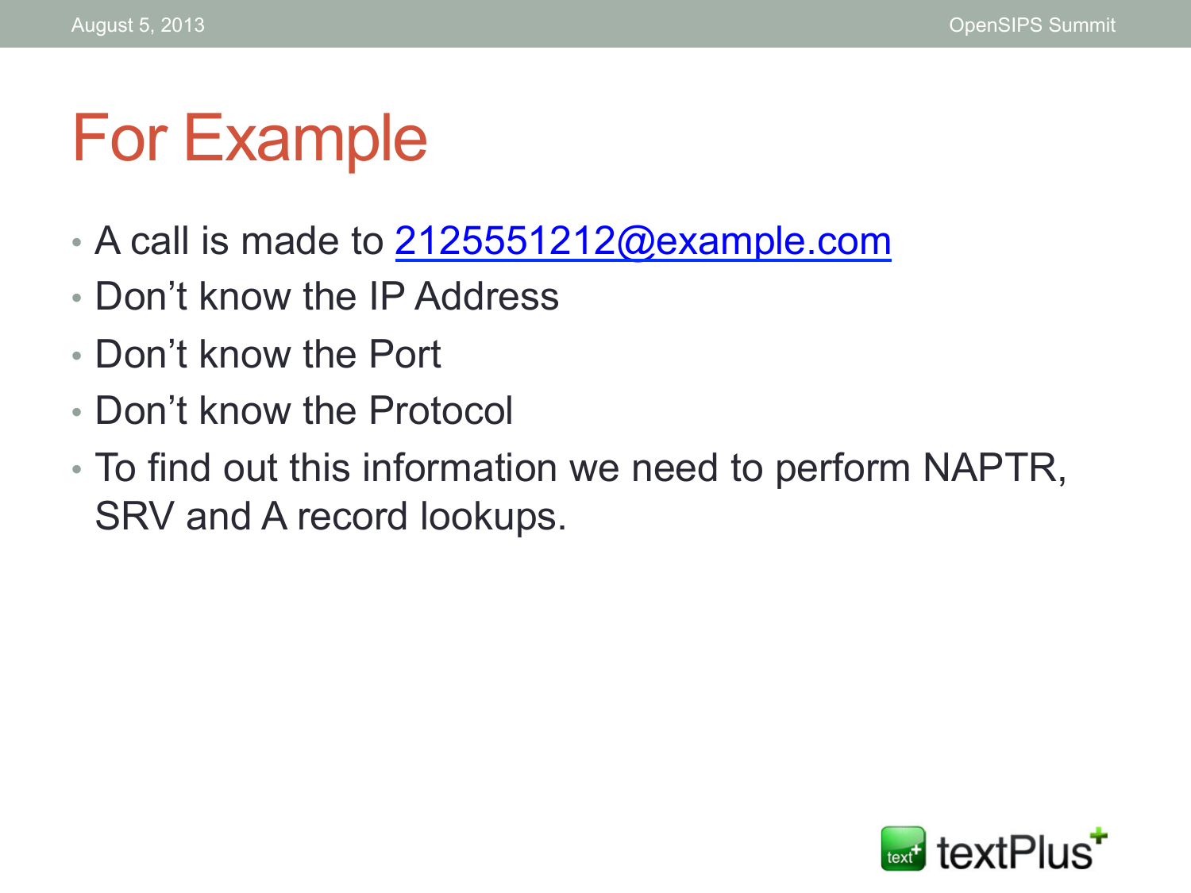# For Example

- A call is made to 2125551212@example.com
- Don't know the IP Address
- Don't know the Port
- Don't know the Protocol
- To find out this information we need to perform NAPTR, SRV and A record lookups.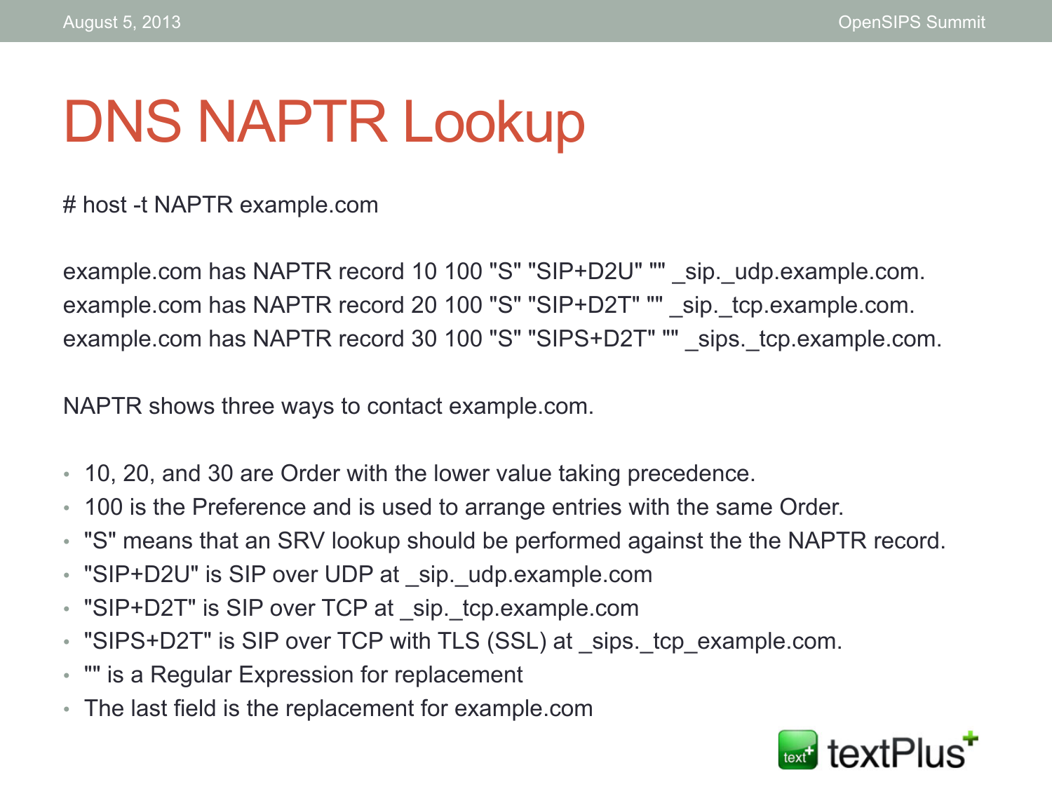# DNS NAPTR Lookup

```
# host -t NAPTR example.com

example.com has NAPTR record 10 100 "S" "SIP+D2U" "" _sip._udp.example.com.
example.com has NAPTR record 20 100 "S" "SIP+D2T" "" _sip._tcp.example.com.
example.com has NAPTR record 30 100 "S" "SIPS+D2T" "" _sips._tcp.example.com.
```

NAPTR shows three ways to contact example.com.

- 10, 20, and 30 are Order with the lower value taking precedence.
- 100 is the Preference and is used to arrange entries with the same Order.
- "S" means that an SRV lookup should be performed against the the NAPTR record.
- "SIP+D2U" is SIP over UDP at _sip._udp.example.com
- "SIP+D2T" is SIP over TCP at _sip._tcp.example.com
- "SIPS+D2T" is SIP over TCP with TLS (SSL) at _sips._tcp_example.com.
- "" is a Regular Expression for replacement
- The last field is the replacement for example.com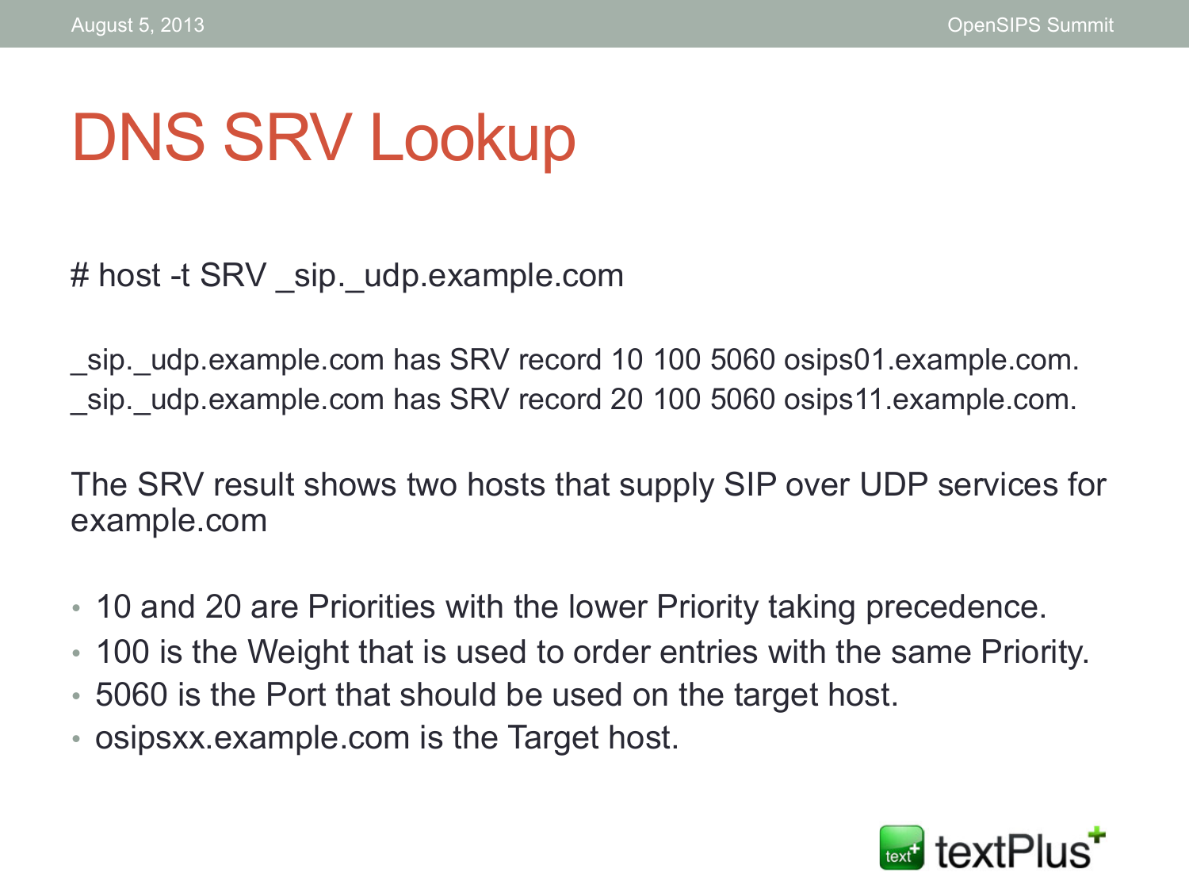# DNS SRV Lookup

```
# host -t SRV _sip._udp.example.com

_sip._udp.example.com has SRV record 10 100 5060 osips01.example.com.
_sip._udp.example.com has SRV record 20 100 5060 osips11.example.com.
```

The SRV result shows two hosts that supply SIP over UDP services for example.com

- 10 and 20 are Priorities with the lower Priority taking precedence.
- 100 is the Weight that is used to order entries with the same Priority.
- 5060 is the Port that should be used on the target host.
- osipsxx.example.com is the Target host.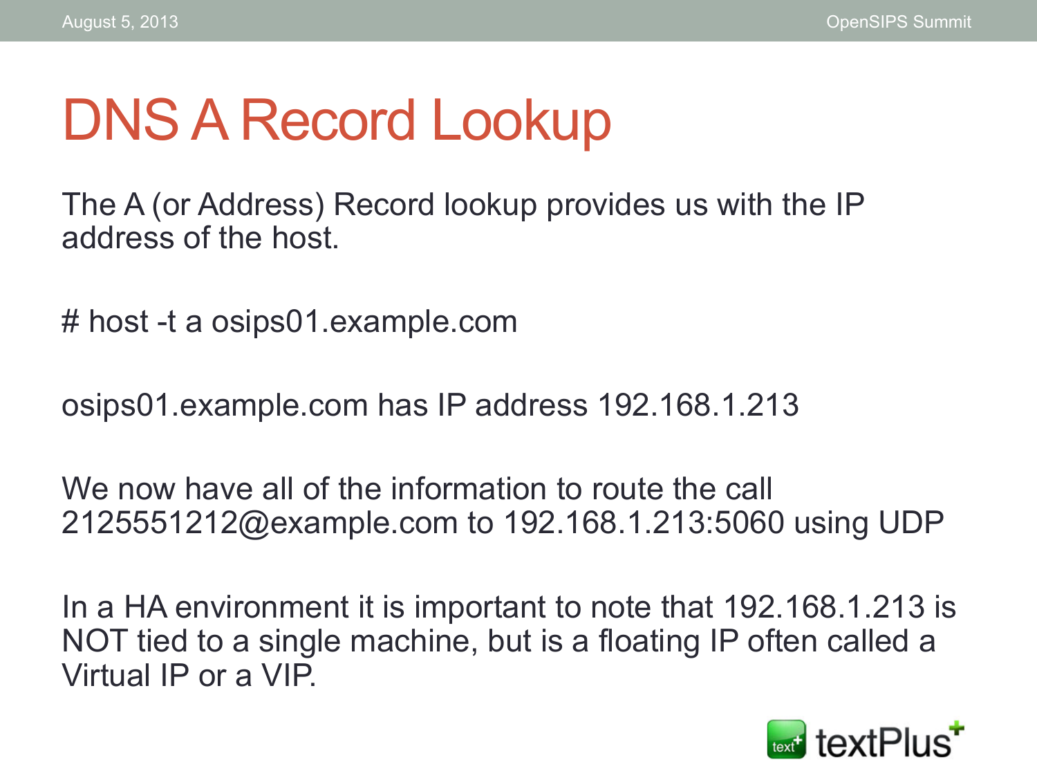# DNS A Record Lookup

The A (or Address) Record lookup provides us with the IP address of the host.

```
# host -t a osips01.example.com
```

```
osips01.example.com has IP address 192.168.1.213
```

We now have all of the information to route the call 2125551212@example.com to 192.168.1.213:5060 using UDP

In a HA environment it is important to note that 192.168.1.213 is NOT tied to a single machine, but is a floating IP often called a Virtual IP or a VIP.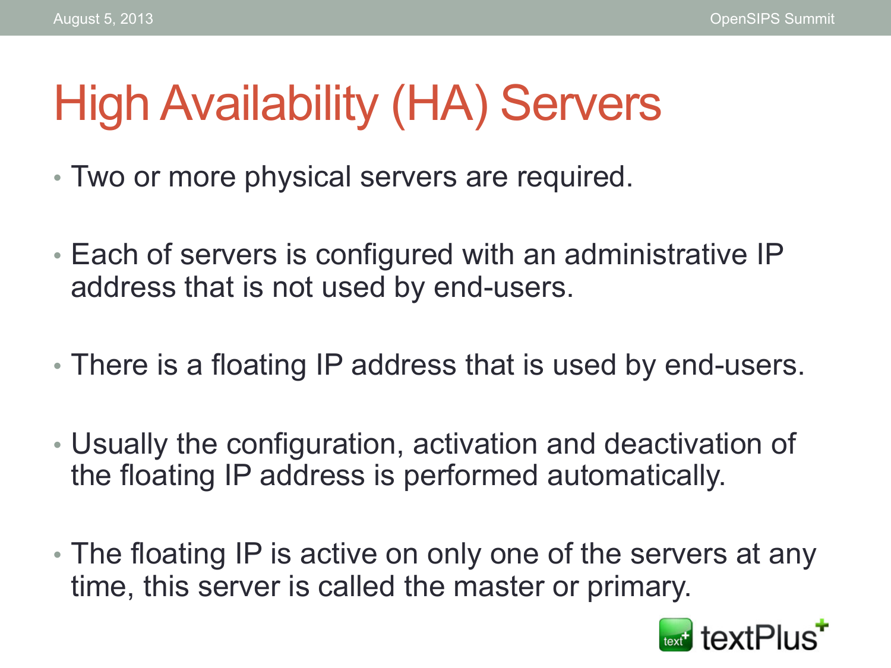# High Availability (HA) Servers

- Two or more physical servers are required.
- Each of servers is configured with an administrative IP address that is not used by end-users.
- There is a floating IP address that is used by end-users.
- Usually the configuration, activation and deactivation of the floating IP address is performed automatically.
- The floating IP is active on only one of the servers at any time, this server is called the master or primary.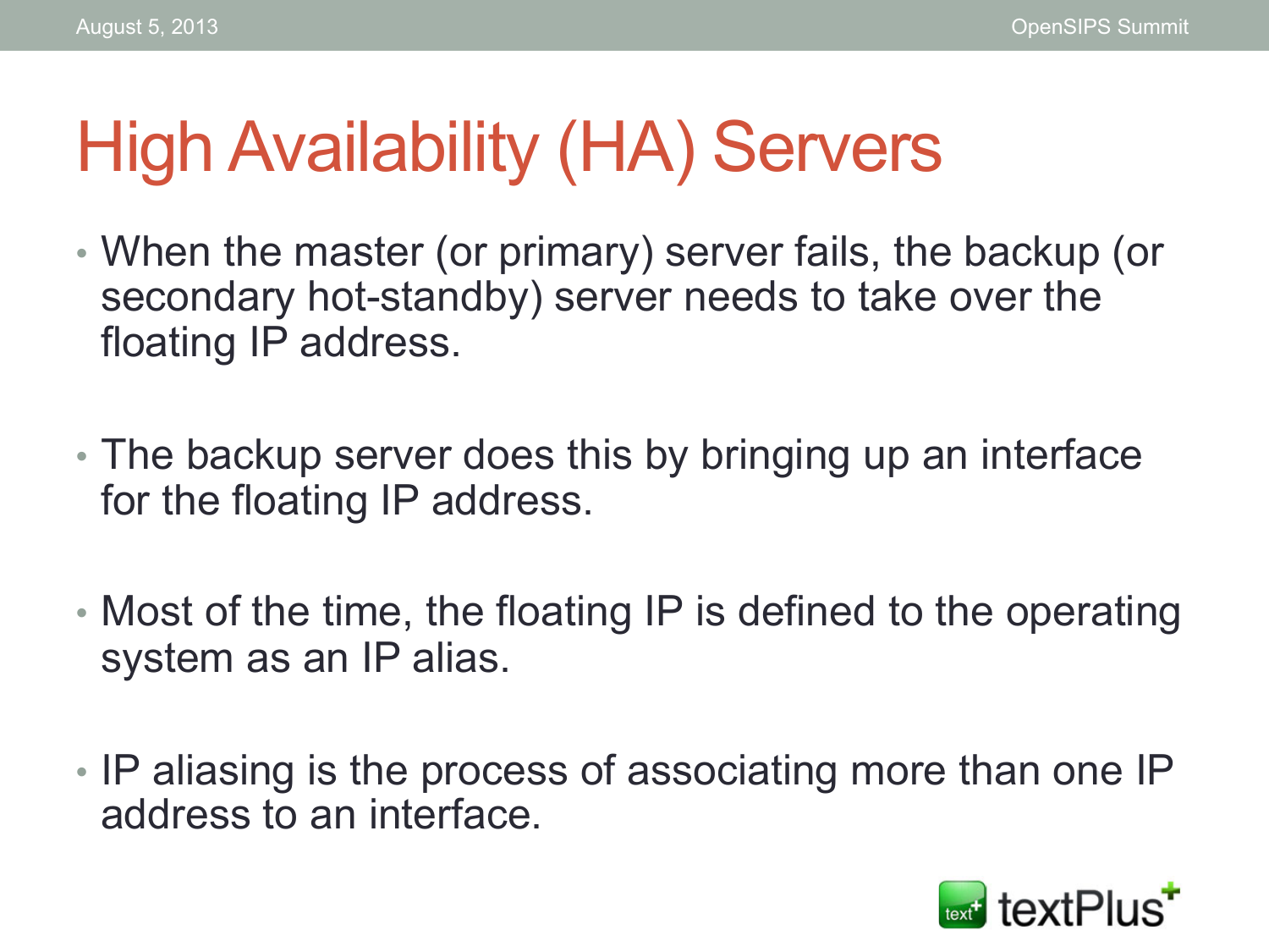# High Availability (HA) Servers

- When the master (or primary) server fails, the backup (or secondary hot-standby) server needs to take over the floating IP address.
- The backup server does this by bringing up an interface for the floating IP address.
- Most of the time, the floating IP is defined to the operating system as an IP alias.
- IP aliasing is the process of associating more than one IP address to an interface.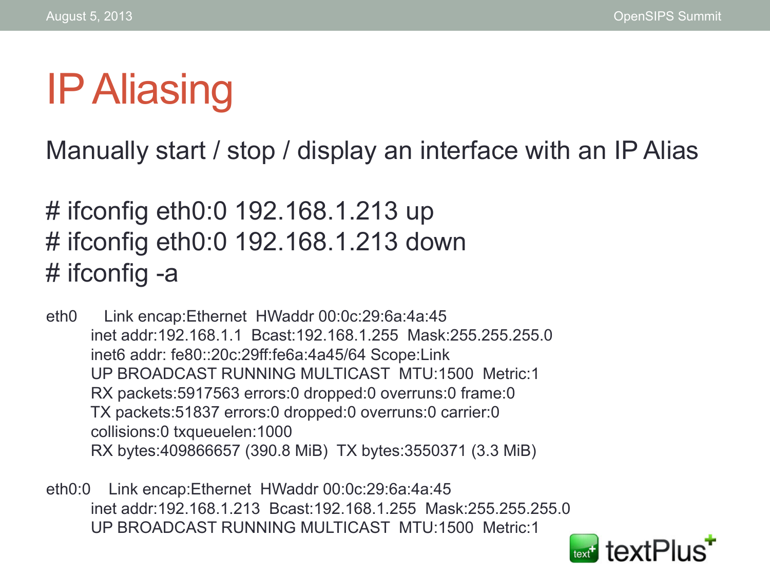# IP Aliasing

Manually start / stop / display an interface with an IP Alias

```
# ifconfig eth0:0 192.168.1.213 up
# ifconfig eth0:0 192.168.1.213 down
# ifconfig -a
```

```
eth0      Link encap:Ethernet  HWaddr 00:0c:29:6a:4a:45
          inet addr:192.168.1.1  Bcast:192.168.1.255  Mask:255.255.255.0
          inet6 addr: fe80::20c:29ff:fe6a:4a45/64 Scope:Link
          UP BROADCAST RUNNING MULTICAST  MTU:1500  Metric:1
          RX packets:5917563 errors:0 dropped:0 overruns:0 frame:0
          TX packets:51837 errors:0 dropped:0 overruns:0 carrier:0
          collisions:0 txqueuelen:1000
          RX bytes:409866657 (390.8 MiB)  TX bytes:3550371 (3.3 MiB)

eth0:0    Link encap:Ethernet  HWaddr 00:0c:29:6a:4a:45
          inet addr:192.168.1.213  Bcast:192.168.1.255  Mask:255.255.255.0
          UP BROADCAST RUNNING MULTICAST  MTU:1500  Metric:1
```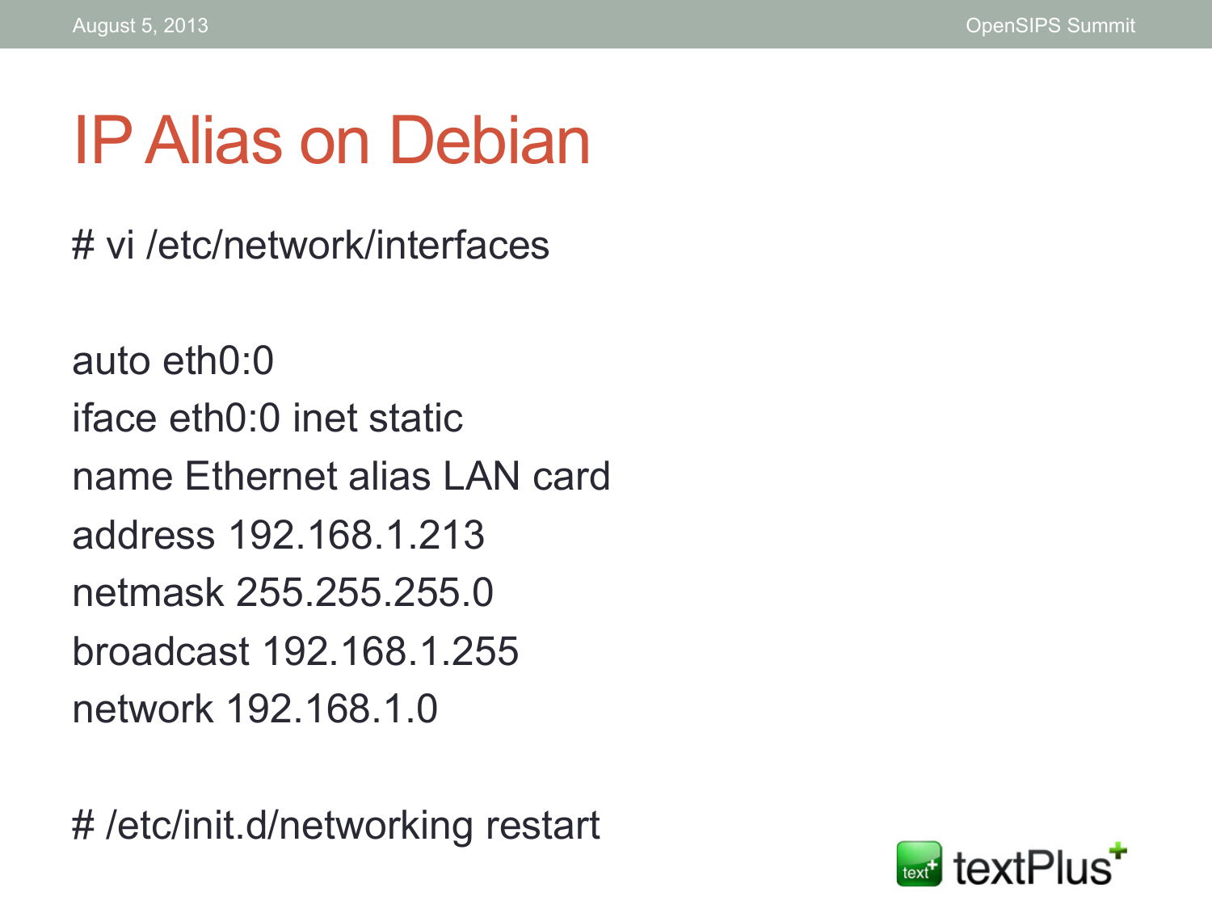# IP Alias on Debian

```
# vi /etc/network/interfaces

auto eth0:0
iface eth0:0 inet static
name Ethernet alias LAN card
address 192.168.1.213
netmask 255.255.255.0
broadcast 192.168.1.255
network 192.168.1.0

# /etc/init.d/networking restart
```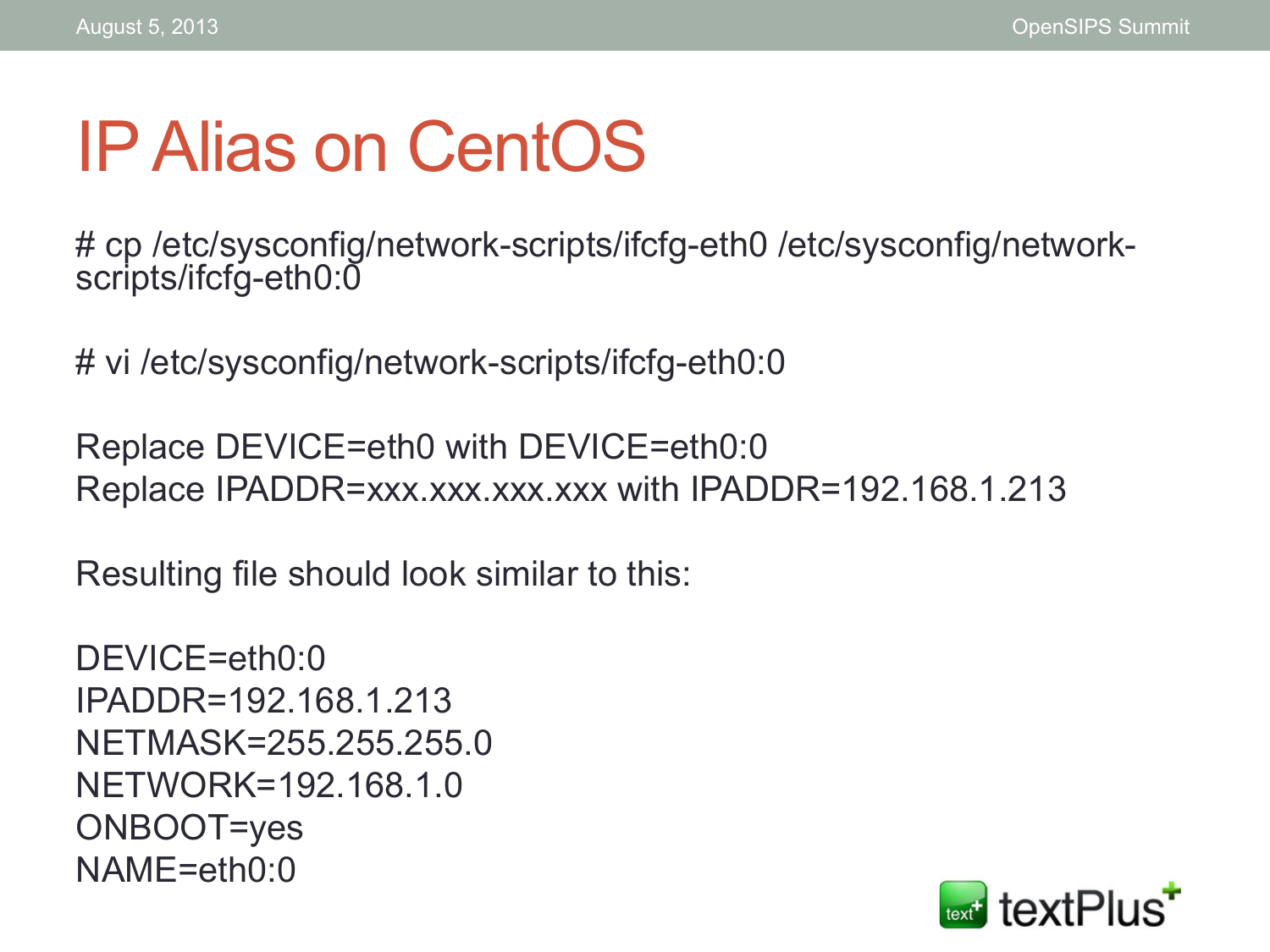# IP Alias on CentOS

```
# cp /etc/sysconfig/network-scripts/ifcfg-eth0 /etc/sysconfig/network-scripts/ifcfg-eth0:0
```

```
# vi /etc/sysconfig/network-scripts/ifcfg-eth0:0
```

Replace DEVICE=eth0 with DEVICE=eth0:0
Replace IPADDR=xxx.xxx.xxx.xxx with IPADDR=192.168.1.213

Resulting file should look similar to this:

```
DEVICE=eth0:0
IPADDR=192.168.1.213
NETMASK=255.255.255.0
NETWORK=192.168.1.0
ONBOOT=yes
NAME=eth0:0
```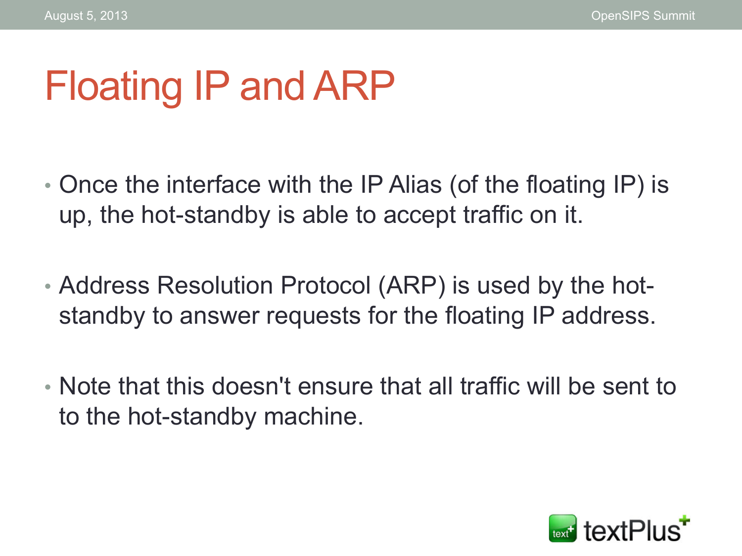# Floating IP and ARP

- Once the interface with the IP Alias (of the floating IP) is up, the hot-standby is able to accept traffic on it.
- Address Resolution Protocol (ARP) is used by the hot-standby to answer requests for the floating IP address.
- Note that this doesn't ensure that all traffic will be sent to to the hot-standby machine.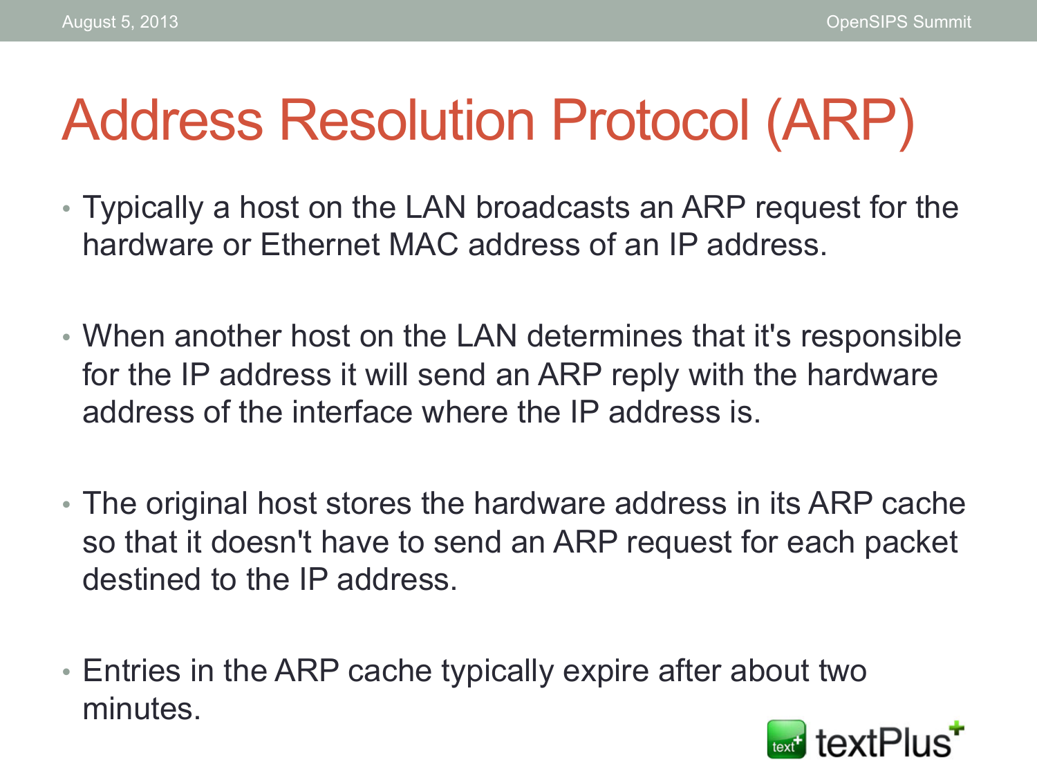# Address Resolution Protocol (ARP)

- Typically a host on the LAN broadcasts an ARP request for the hardware or Ethernet MAC address of an IP address.
- When another host on the LAN determines that it's responsible for the IP address it will send an ARP reply with the hardware address of the interface where the IP address is.
- The original host stores the hardware address in its ARP cache so that it doesn't have to send an ARP request for each packet destined to the IP address.
- Entries in the ARP cache typically expire after about two minutes.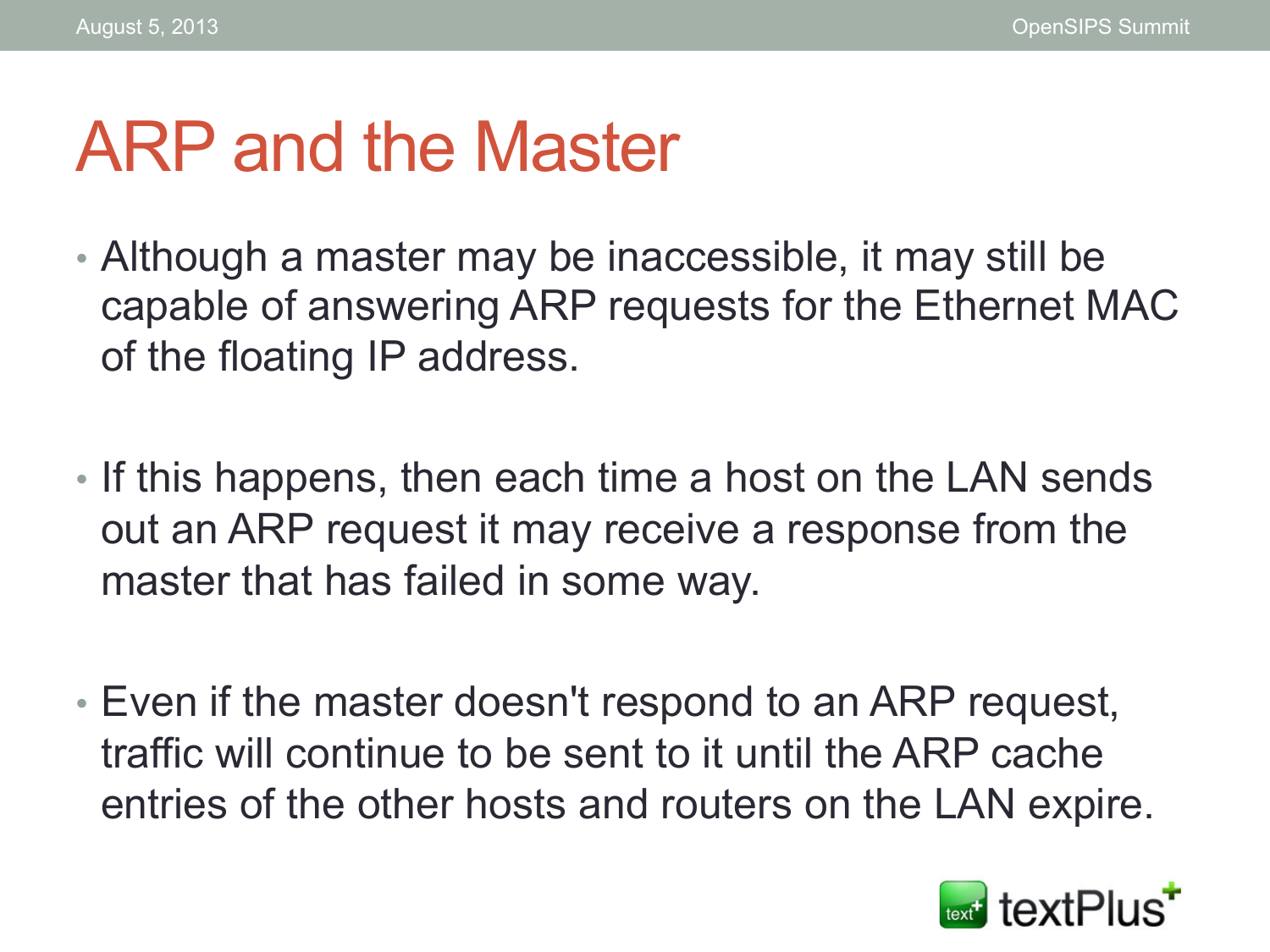# ARP and the Master

- Although a master may be inaccessible, it may still be capable of answering ARP requests for the Ethernet MAC of the floating IP address.

- If this happens, then each time a host on the LAN sends out an ARP request it may receive a response from the master that has failed in some way.

- Even if the master doesn't respond to an ARP request, traffic will continue to be sent to it until the ARP cache entries of the other hosts and routers on the LAN expire.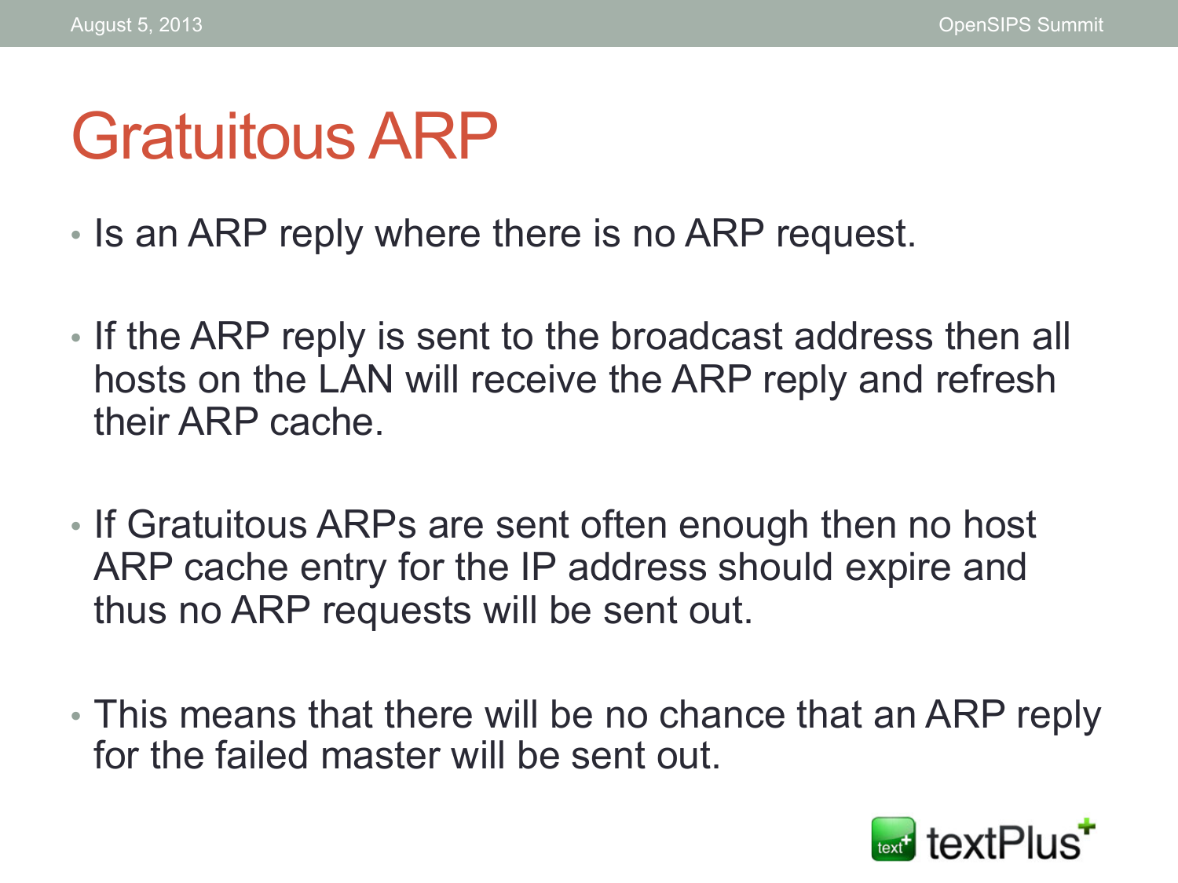# Gratuitous ARP

- Is an ARP reply where there is no ARP request.
- If the ARP reply is sent to the broadcast address then all hosts on the LAN will receive the ARP reply and refresh their ARP cache.
- If Gratuitous ARPs are sent often enough then no host ARP cache entry for the IP address should expire and thus no ARP requests will be sent out.
- This means that there will be no chance that an ARP reply for the failed master will be sent out.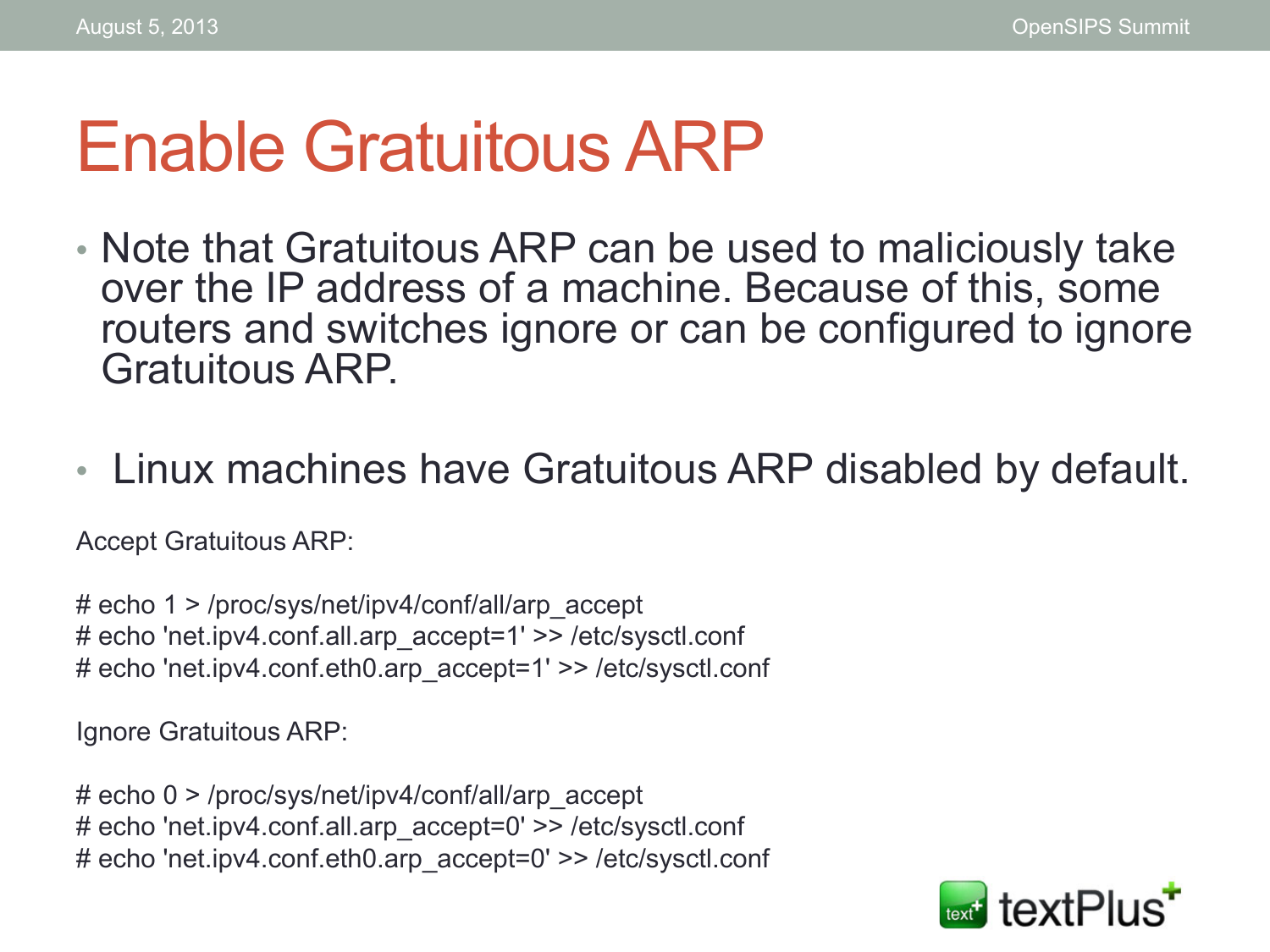# Enable Gratuitous ARP

- Note that Gratuitous ARP can be used to maliciously take over the IP address of a machine. Because of this, some routers and switches ignore or can be configured to ignore Gratuitous ARP.

- Linux machines have Gratuitous ARP disabled by default.

Accept Gratuitous ARP:

```
# echo 1 > /proc/sys/net/ipv4/conf/all/arp_accept
# echo 'net.ipv4.conf.all.arp_accept=1' >> /etc/sysctl.conf
# echo 'net.ipv4.conf.eth0.arp_accept=1' >> /etc/sysctl.conf
```

Ignore Gratuitous ARP:

```
# echo 0 > /proc/sys/net/ipv4/conf/all/arp_accept
# echo 'net.ipv4.conf.all.arp_accept=0' >> /etc/sysctl.conf
# echo 'net.ipv4.conf.eth0.arp_accept=0' >> /etc/sysctl.conf
```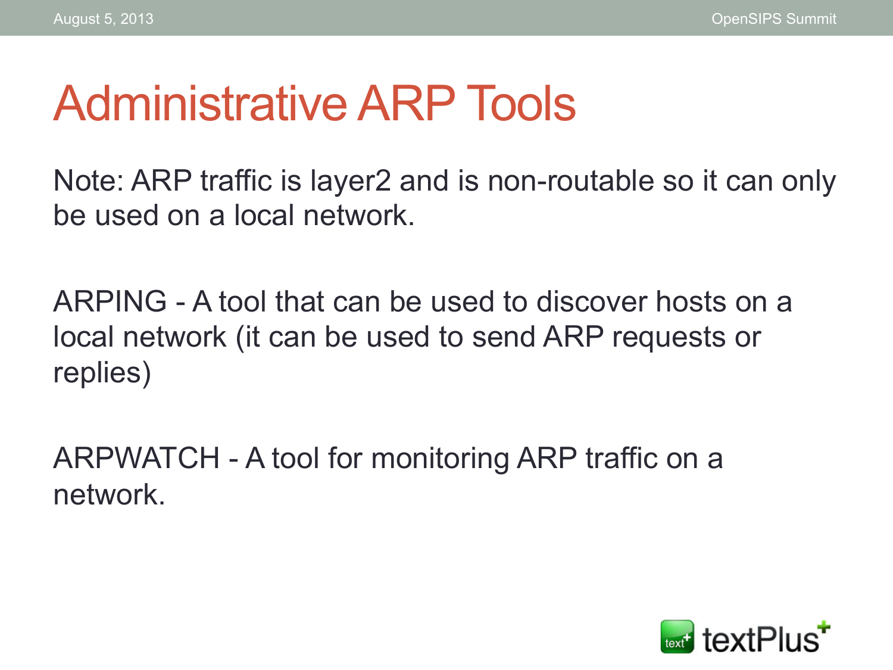# Administrative ARP Tools

Note: ARP traffic is layer2 and is non-routable so it can only be used on a local network.

ARPING - A tool that can be used to discover hosts on a local network (it can be used to send ARP requests or replies)

ARPWATCH - A tool for monitoring ARP traffic on a network.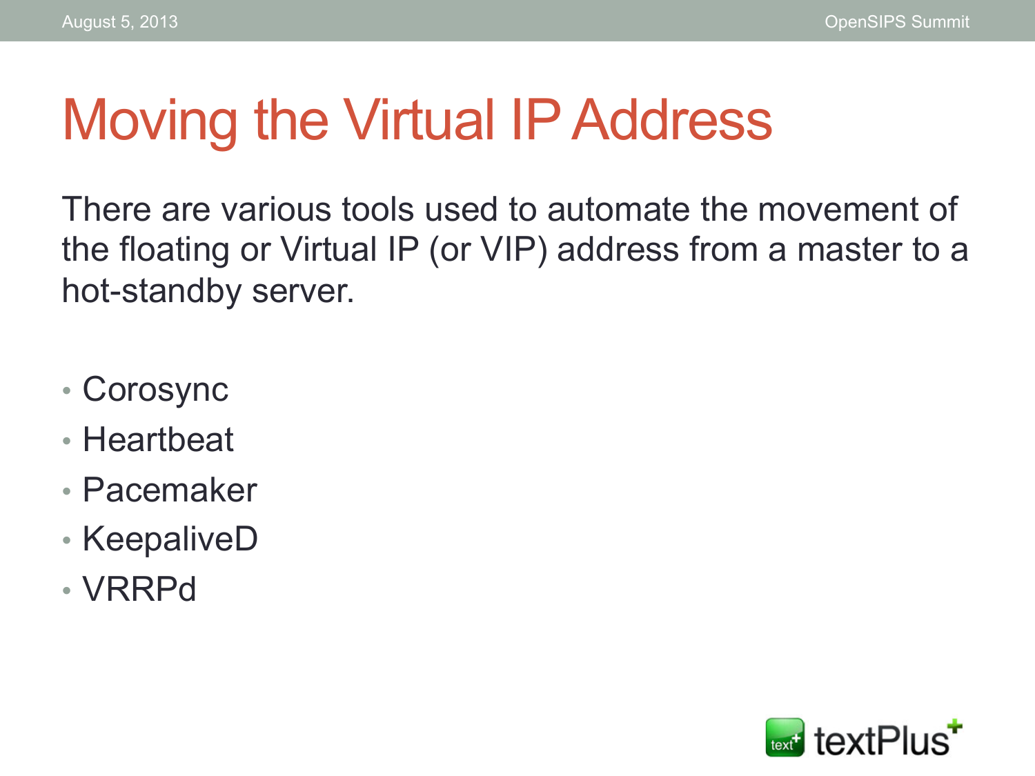# Moving the Virtual IP Address

There are various tools used to automate the movement of the floating or Virtual IP (or VIP) address from a master to a hot-standby server.

- Corosync
- Heartbeat
- Pacemaker
- KeepaliveD
- VRRPd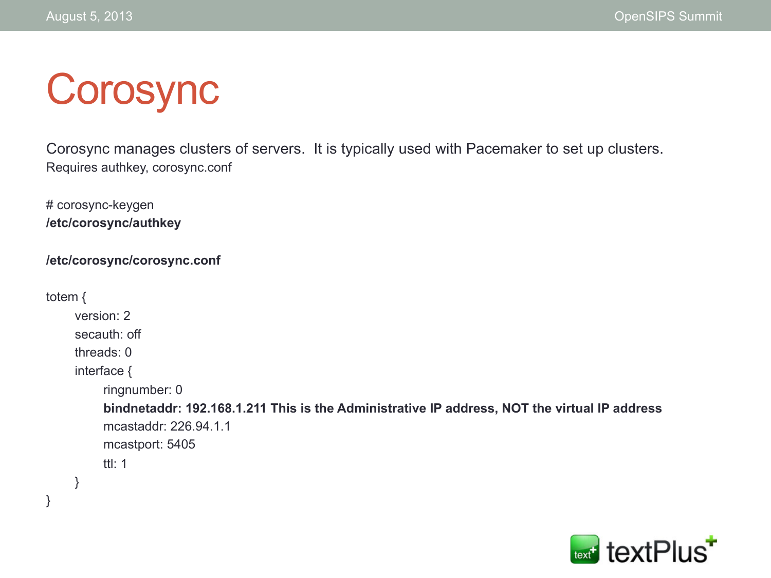# Corosync

Corosync manages clusters of servers.  It is typically used with Pacemaker to set up clusters.
Requires authkey, corosync.conf

# corosync-keygen
**/etc/corosync/authkey**

**/etc/corosync/corosync.conf**

```
totem {
      version: 2
      secauth: off
      threads: 0
      interface {
            ringnumber: 0
            bindnetaddr: 192.168.1.211 This is the Administrative IP address, NOT the virtual IP address
            mcastaddr: 226.94.1.1
            mcastport: 5405
            ttl: 1
      }
}
```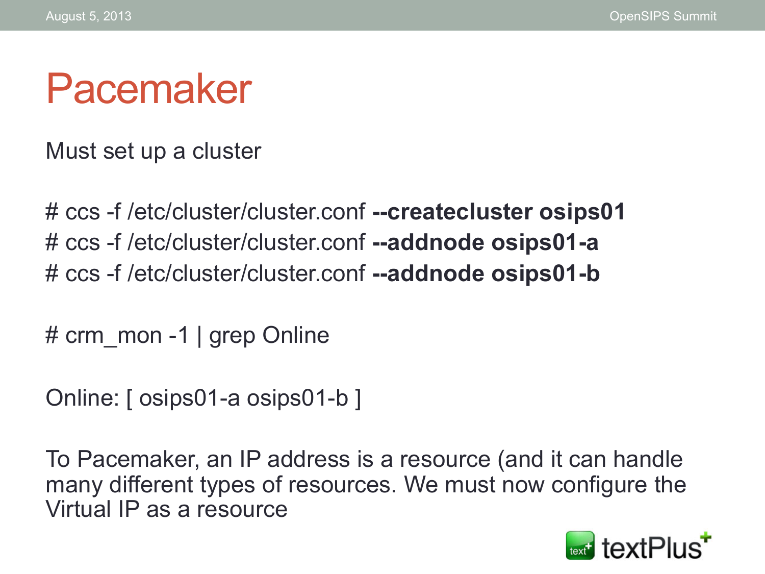# Pacemaker

Must set up a cluster

\# ccs -f /etc/cluster/cluster.conf **--createcluster osips01**
\# ccs -f /etc/cluster/cluster.conf **--addnode osips01-a**
\# ccs -f /etc/cluster/cluster.conf **--addnode osips01-b**

\# crm_mon -1 | grep Online

Online: [ osips01-a osips01-b ]

To Pacemaker, an IP address is a resource (and it can handle many different types of resources. We must now configure the Virtual IP as a resource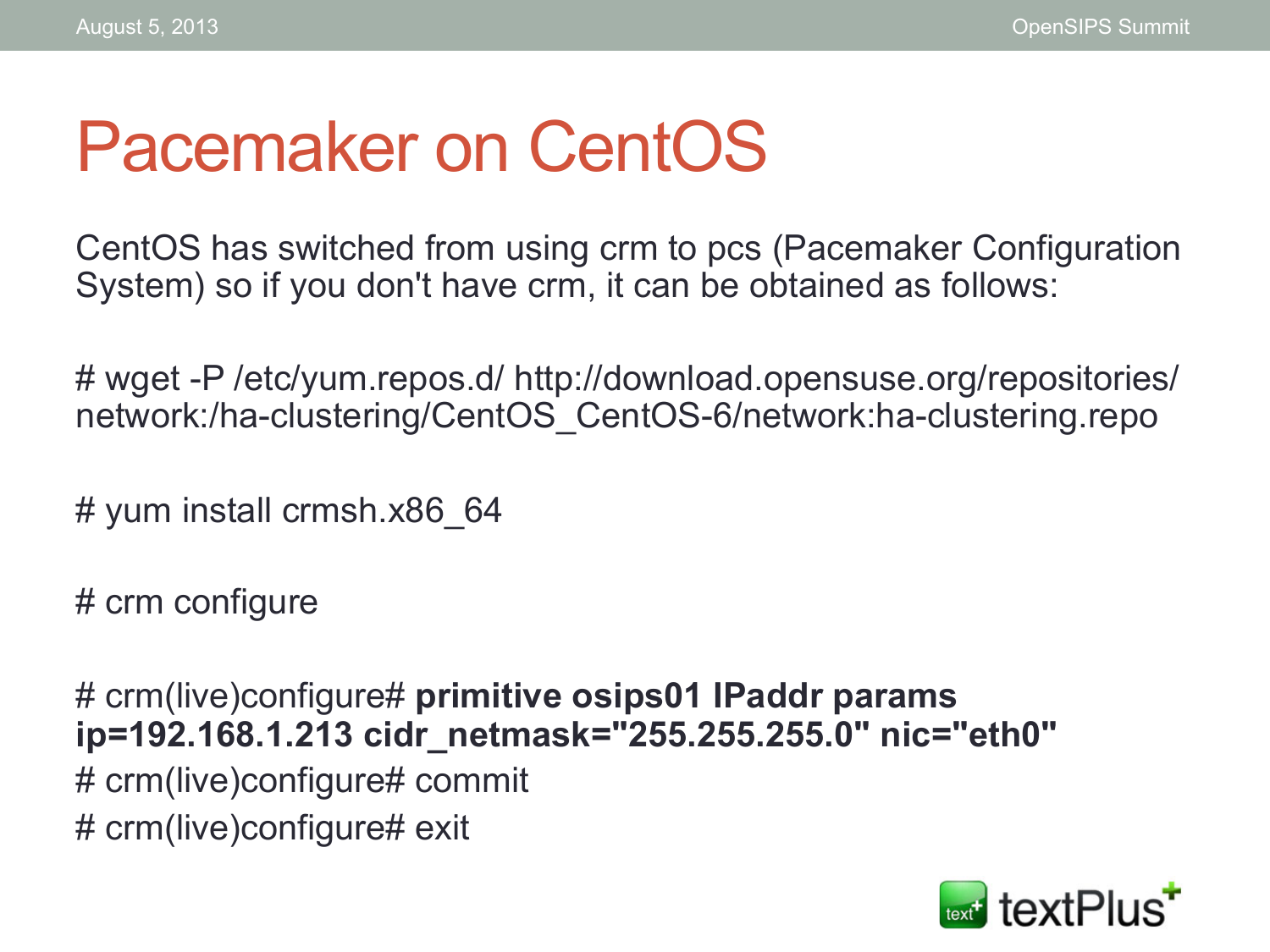# Pacemaker on CentOS

CentOS has switched from using crm to pcs (Pacemaker Configuration System) so if you don't have crm, it can be obtained as follows:

```
# wget -P /etc/yum.repos.d/ http://download.opensuse.org/repositories/network:/ha-clustering/CentOS_CentOS-6/network:ha-clustering.repo

# yum install crmsh.x86_64

# crm configure

# crm(live)configure# primitive osips01 IPaddr params ip=192.168.1.213 cidr_netmask="255.255.255.0" nic="eth0"
# crm(live)configure# commit
# crm(live)configure# exit
```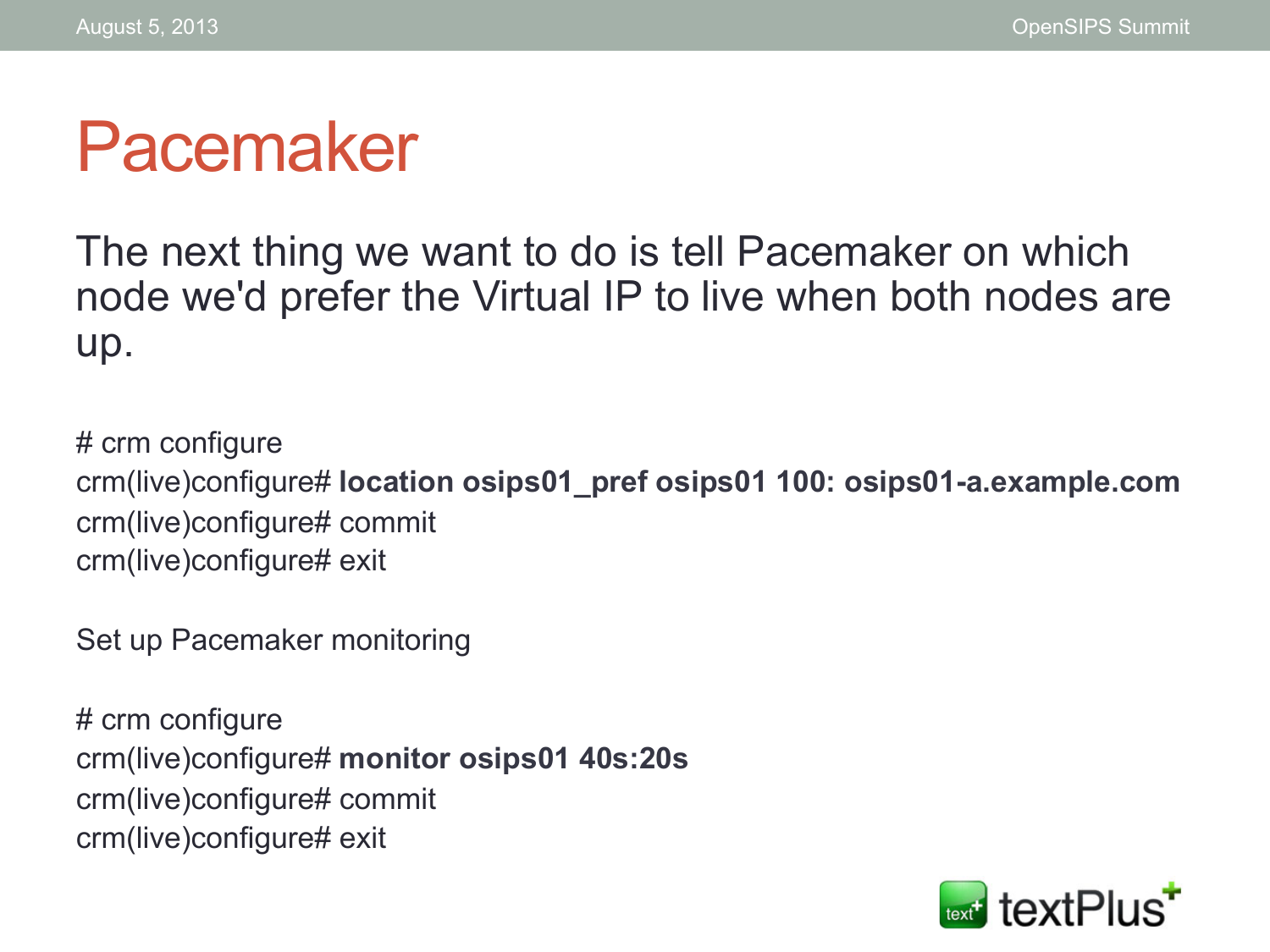# Pacemaker

The next thing we want to do is tell Pacemaker on which node we'd prefer the Virtual IP to live when both nodes are up.

```
# crm configure
crm(live)configure# location osips01_pref osips01 100: osips01-a.example.com
crm(live)configure# commit
crm(live)configure# exit
```

Set up Pacemaker monitoring

```
# crm configure
crm(live)configure# monitor osips01 40s:20s
crm(live)configure# commit
crm(live)configure# exit
```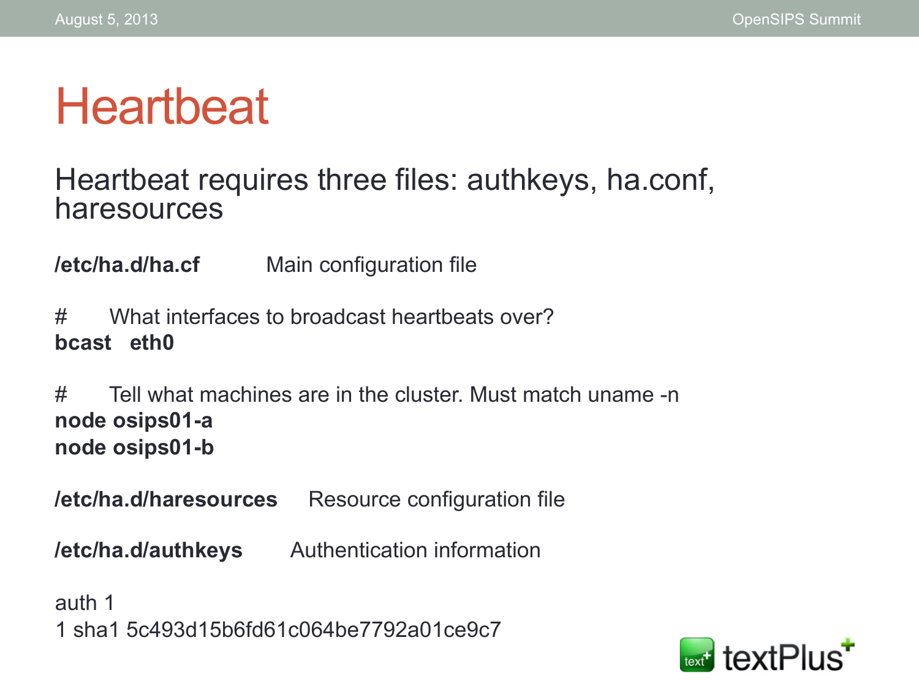# Heartbeat

## Heartbeat requires three files: authkeys, ha.conf, haresources

**/etc/ha.d/ha.cf** Main configuration file

```
#       What interfaces to broadcast heartbeats over?
bcast   eth0

#       Tell what machines are in the cluster. Must match uname -n
node osips01-a
node osips01-b
```

**/etc/ha.d/haresources** Resource configuration file

**/etc/ha.d/authkeys** Authentication information

```
auth 1
1 sha1 5c493d15b6fd61c064be7792a01ce9c7
```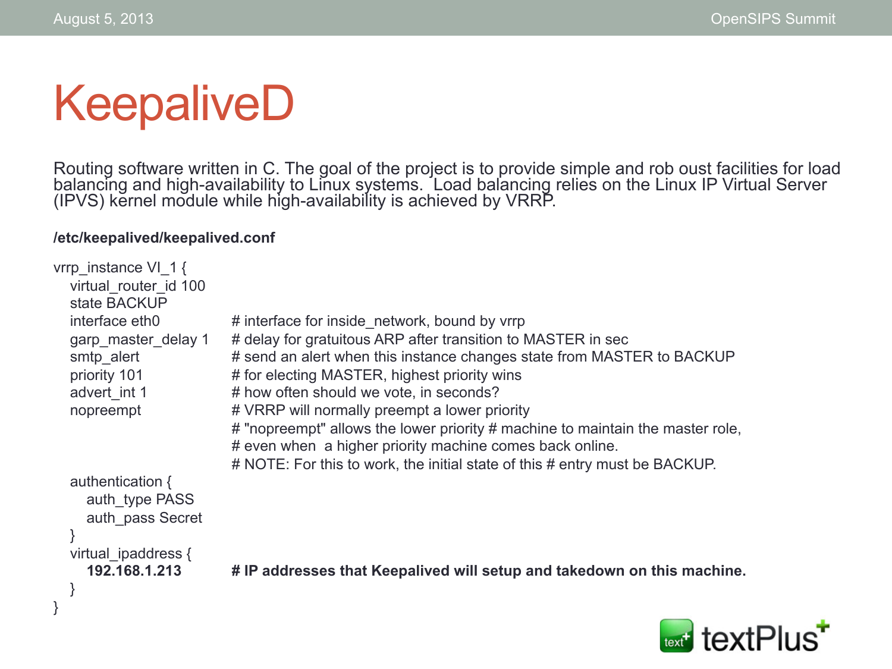# KeepaliveD

Routing software written in C. The goal of the project is to provide simple and rob oust facilities for load balancing and high-availability to Linux systems. Load balancing relies on the Linux IP Virtual Server (IPVS) kernel module while high-availability is achieved by VRRP.

**/etc/keepalived/keepalived.conf**

```
vrrp_instance VI_1 {
   virtual_router_id 100
   state BACKUP
   interface eth0           # interface for inside_network, bound by vrrp
   garp_master_delay 1      # delay for gratuitous ARP after transition to MASTER in sec
   smtp_alert               # send an alert when this instance changes state from MASTER to BACKUP
   priority 101             # for electing MASTER, highest priority wins
   advert_int 1             # how often should we vote, in seconds?
   nopreempt                # VRRP will normally preempt a lower priority
                            # "nopreempt" allows the lower priority # machine to maintain the master role,
                            # even when  a higher priority machine comes back online.
                            # NOTE: For this to work, the initial state of this # entry must be BACKUP.

   authentication {
      auth_type PASS
      auth_pass Secret
   }
   virtual_ipaddress {
      192.168.1.213         # IP addresses that Keepalived will setup and takedown on this machine.
   }
}
```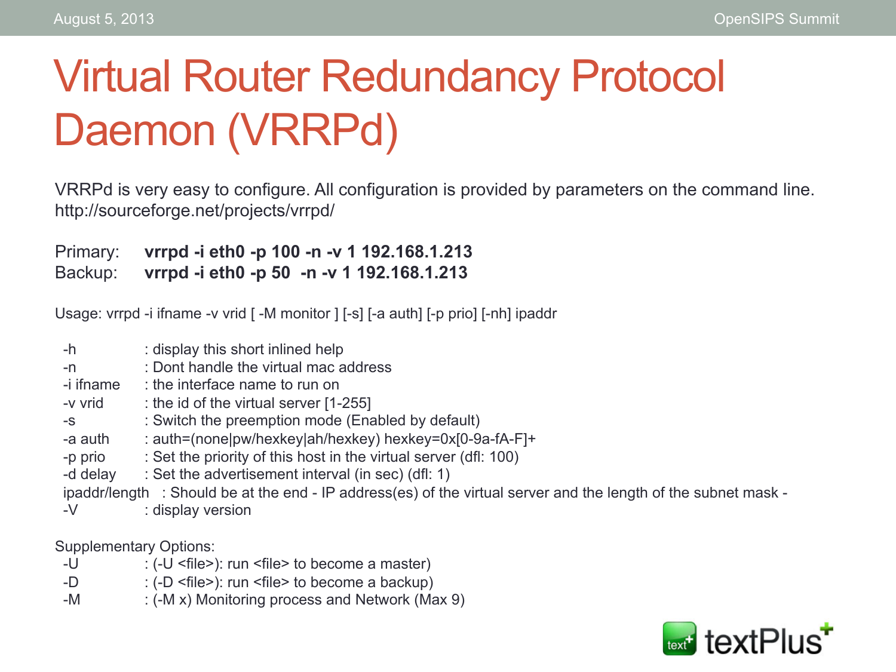# Virtual Router Redundancy Protocol Daemon (VRRPd)

VRRPd is very easy to configure. All configuration is provided by parameters on the command line.
http://sourceforge.net/projects/vrrpd/

Primary: **vrrpd -i eth0 -p 100 -n -v 1 192.168.1.213**
Backup: **vrrpd -i eth0 -p 50 -n -v 1 192.168.1.213**

Usage: vrrpd -i ifname -v vrid [ -M monitor ] [-s] [-a auth] [-p prio] [-nh] ipaddr

```
-h              : display this short inlined help
-n              : Dont handle the virtual mac address
-i ifname       : the interface name to run on
-v vrid         : the id of the virtual server [1-255]
-s              : Switch the preemption mode (Enabled by default)
-a auth         : auth=(none|pw/hexkey|ah/hexkey) hexkey=0x[0-9a-fA-F]+
-p prio         : Set the priority of this host in the virtual server (dfl: 100)
-d delay        : Set the advertisement interval (in sec) (dfl: 1)
ipaddr/length   : Should be at the end - IP address(es) of the virtual server and the length of the subnet mask -
-V              : display version
```

Supplementary Options:

```
-U              : (-U <file>): run <file> to become a master)
-D              : (-D <file>): run <file> to become a backup)
-M              : (-M x) Monitoring process and Network (Max 9)
```

textPlus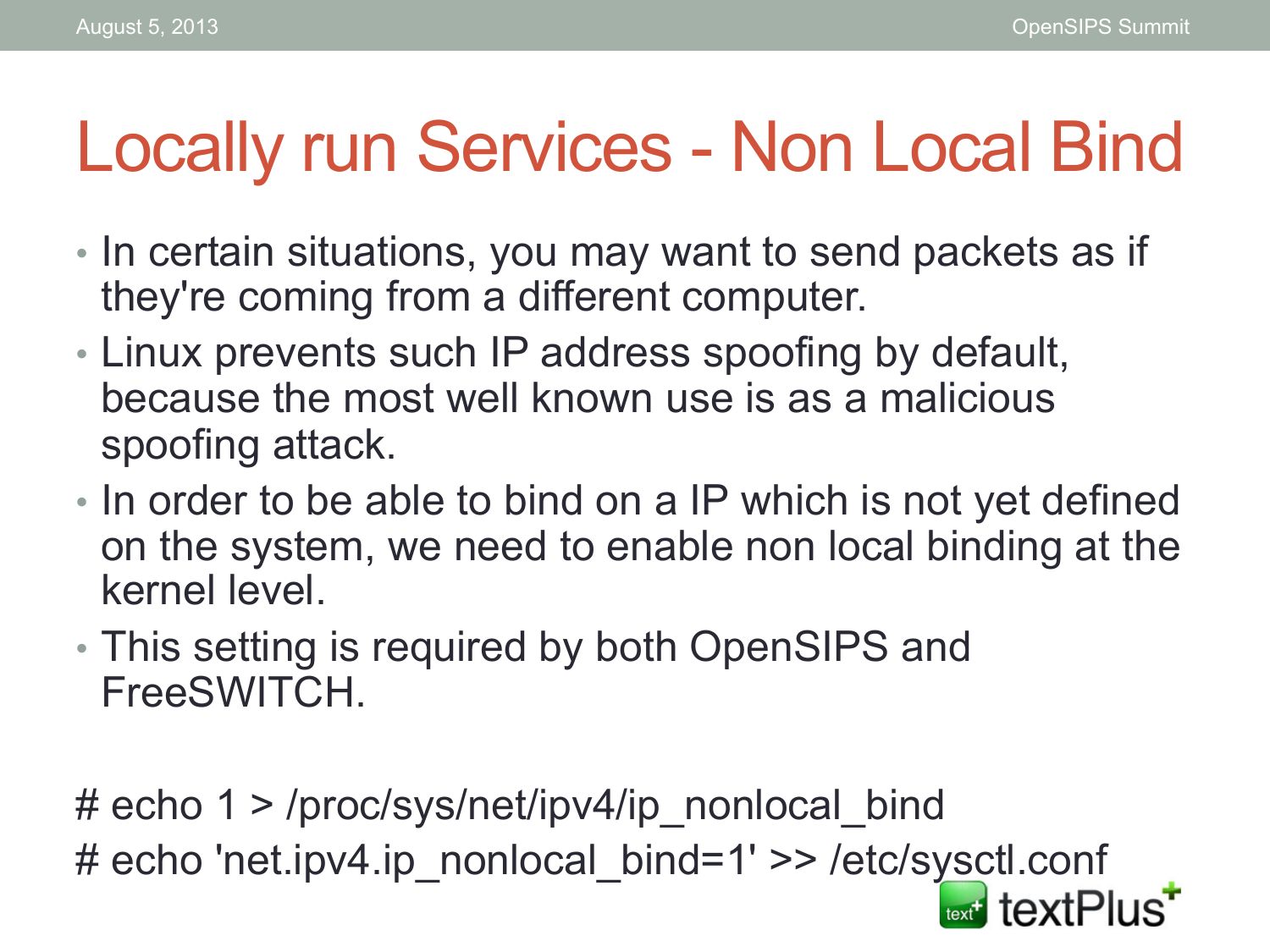# Locally run Services - Non Local Bind

- In certain situations, you may want to send packets as if they're coming from a different computer.
- Linux prevents such IP address spoofing by default, because the most well known use is as a malicious spoofing attack.
- In order to be able to bind on a IP which is not yet defined on the system, we need to enable non local binding at the kernel level.
- This setting is required by both OpenSIPS and FreeSWITCH.

```
# echo 1 > /proc/sys/net/ipv4/ip_nonlocal_bind
# echo 'net.ipv4.ip_nonlocal_bind=1' >> /etc/sysctl.conf
```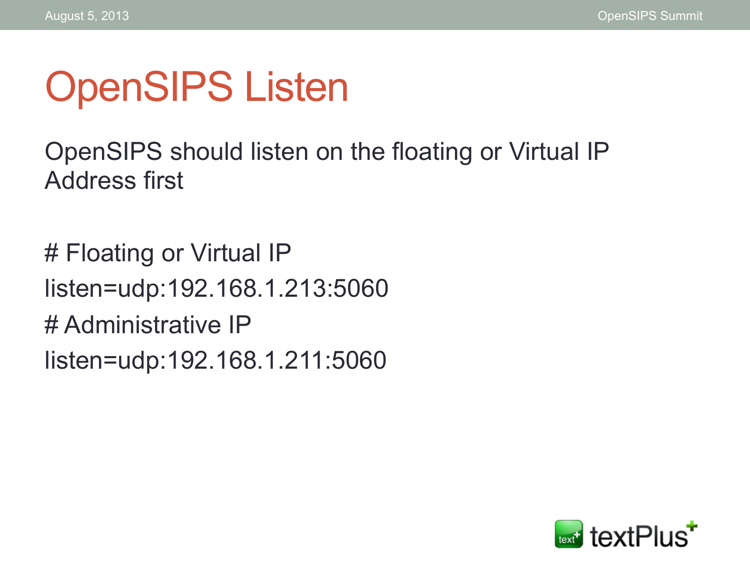# OpenSIPS Listen

OpenSIPS should listen on the floating or Virtual IP Address first

```
# Floating or Virtual IP
listen=udp:192.168.1.213:5060
# Administrative IP
listen=udp:192.168.1.211:5060
```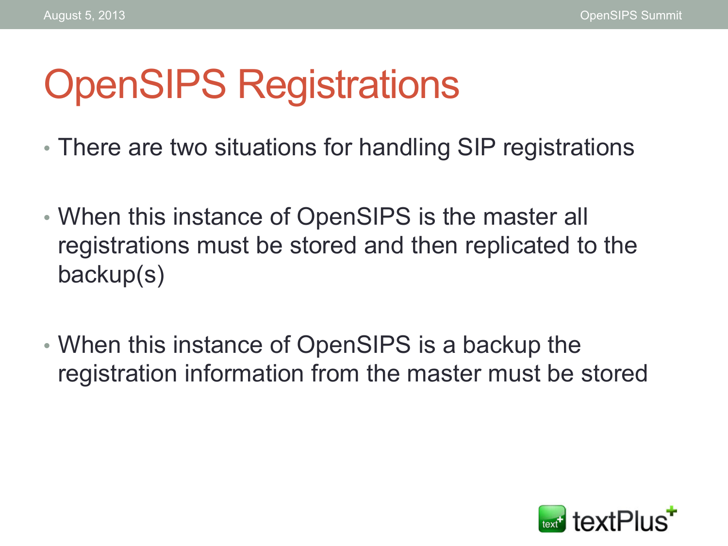# OpenSIPS Registrations

- There are two situations for handling SIP registrations
- When this instance of OpenSIPS is the master all registrations must be stored and then replicated to the backup(s)
- When this instance of OpenSIPS is a backup the registration information from the master must be stored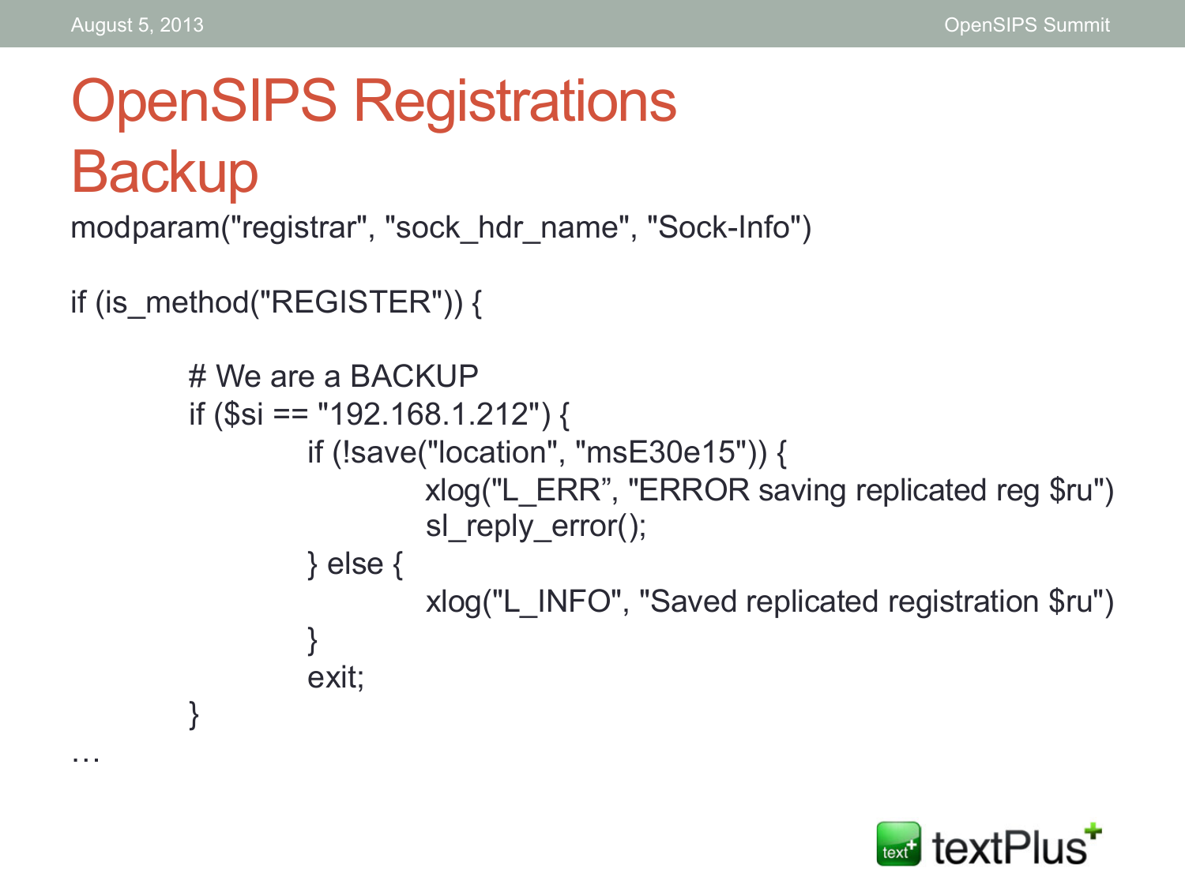# OpenSIPS Registrations Backup

```
modparam("registrar", "sock_hdr_name", "Sock-Info")

if (is_method("REGISTER")) {

        # We are a BACKUP
        if ($si == "192.168.1.212") {
                if (!save("location", "msE30e15")) {
                        xlog("L_ERR", "ERROR saving replicated reg $ru")
                        sl_reply_error();
                } else {
                        xlog("L_INFO", "Saved replicated registration $ru")
                }
                exit;
        }
…
```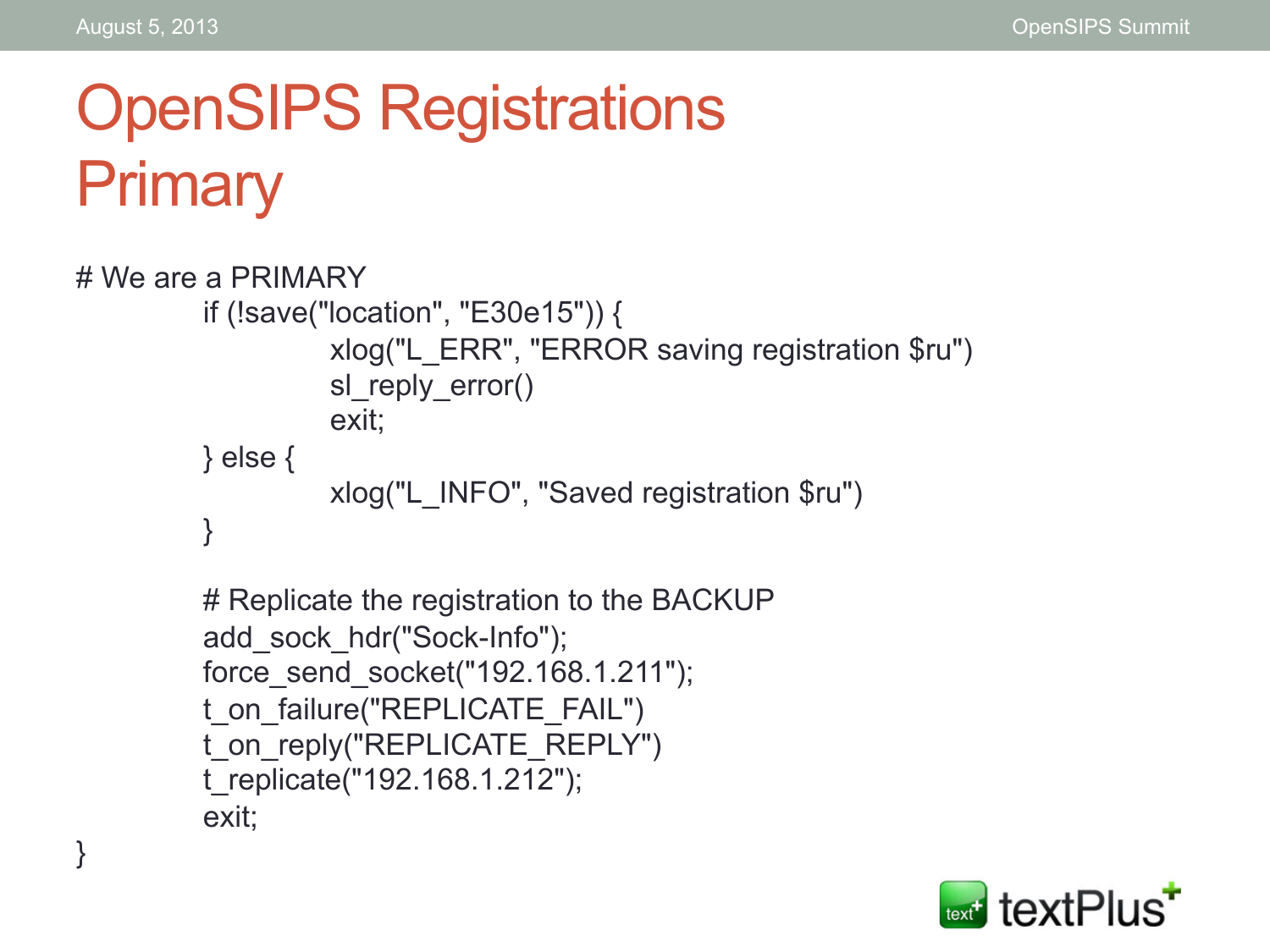# OpenSIPS Registrations Primary

```
# We are a PRIMARY
        if (!save("location", "E30e15")) {
                xlog("L_ERR", "ERROR saving registration $ru")
                sl_reply_error()
                exit;
        } else {
                xlog("L_INFO", "Saved registration $ru")
        }

        # Replicate the registration to the BACKUP
        add_sock_hdr("Sock-Info");
        force_send_socket("192.168.1.211");
        t_on_failure("REPLICATE_FAIL")
        t_on_reply("REPLICATE_REPLY")
        t_replicate("192.168.1.212");
        exit;
}
```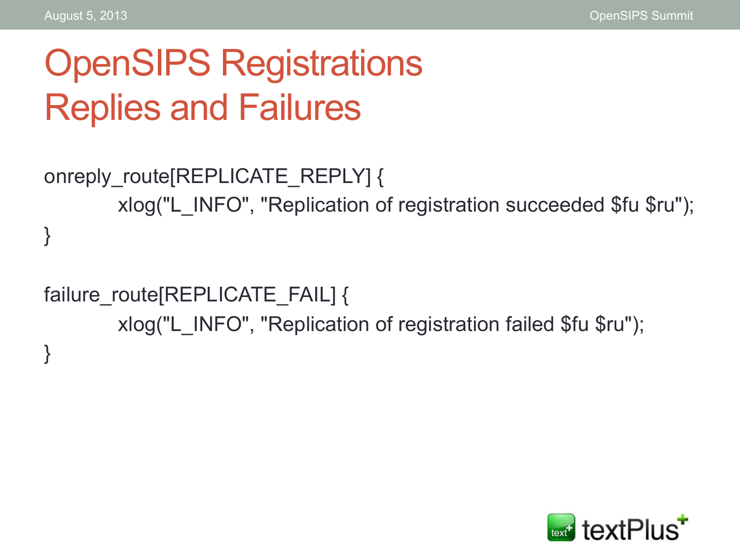# OpenSIPS Registrations Replies and Failures

```
onreply_route[REPLICATE_REPLY] {
        xlog("L_INFO", "Replication of registration succeeded $fu $ru");
}

failure_route[REPLICATE_FAIL] {
        xlog("L_INFO", "Replication of registration failed $fu $ru");
}
```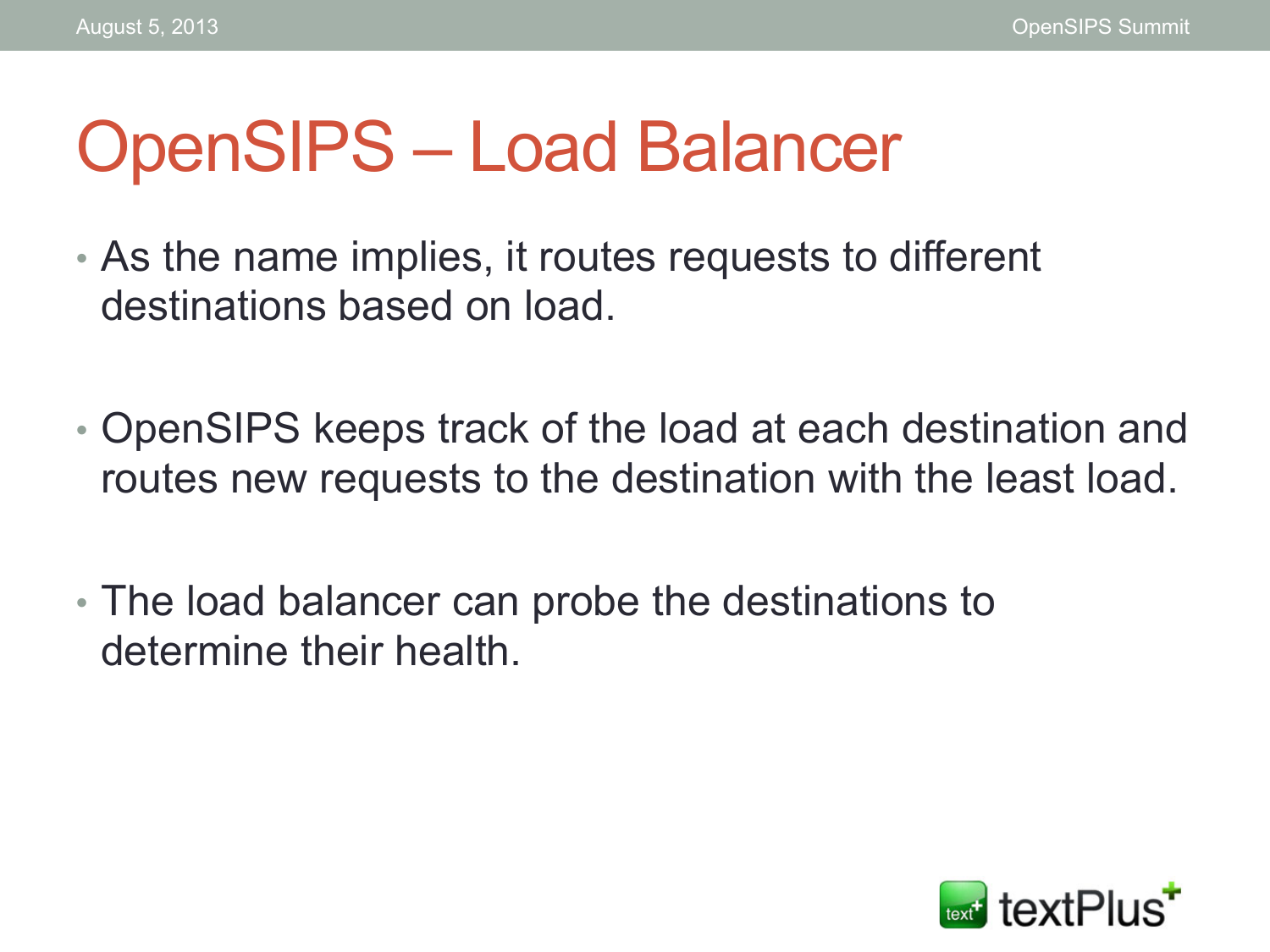# OpenSIPS – Load Balancer

- As the name implies, it routes requests to different destinations based on load.
- OpenSIPS keeps track of the load at each destination and routes new requests to the destination with the least load.
- The load balancer can probe the destinations to determine their health.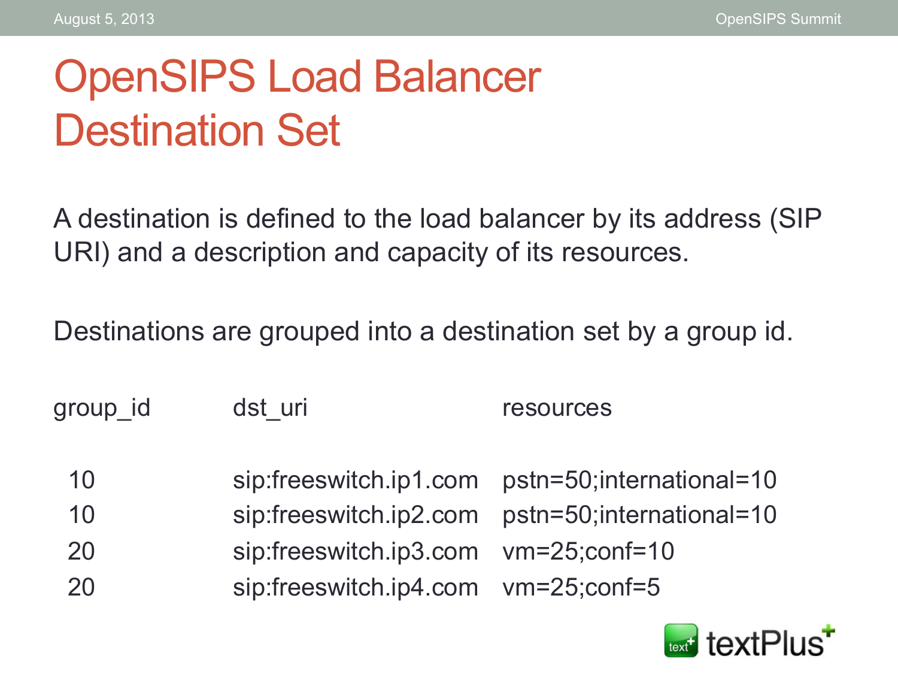# OpenSIPS Load Balancer Destination Set

A destination is defined to the load balancer by its address (SIP URI) and a description and capacity of its resources.

Destinations are grouped into a destination set by a group id.

| group_id | dst_uri | resources |
|---|---|---|
| 10 | sip:freeswitch.ip1.com | pstn=50;international=10 |
| 10 | sip:freeswitch.ip2.com | pstn=50;international=10 |
| 20 | sip:freeswitch.ip3.com | vm=25;conf=10 |
| 20 | sip:freeswitch.ip4.com | vm=25;conf=5 |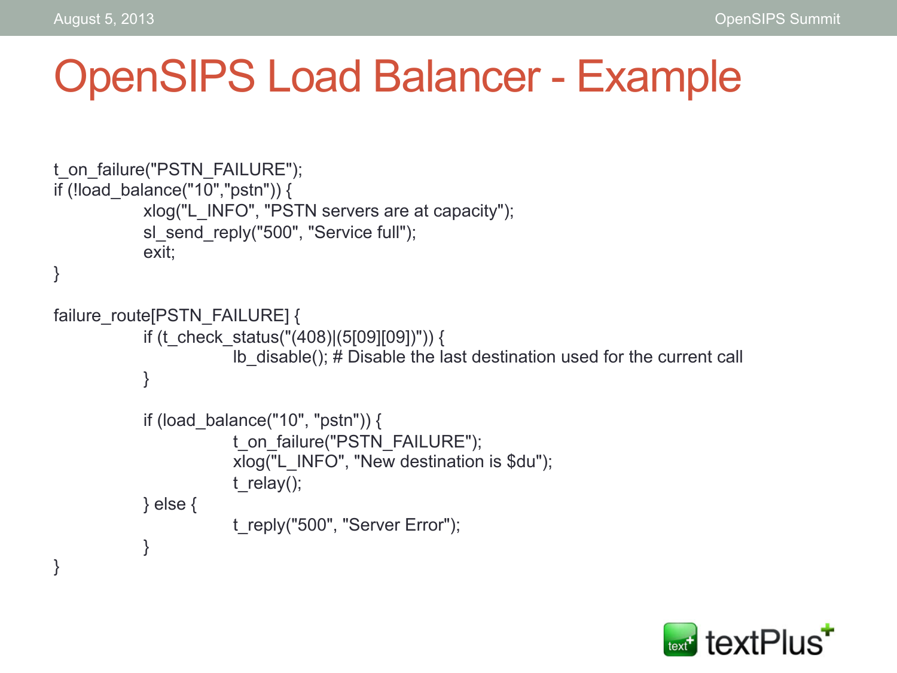# OpenSIPS Load Balancer - Example

```
t_on_failure("PSTN_FAILURE");
if (!load_balance("10","pstn")) {
        xlog("L_INFO", "PSTN servers are at capacity");
        sl_send_reply("500", "Service full");
        exit;
}

failure_route[PSTN_FAILURE] {
        if (t_check_status("(408)|(5[09][09])")) {
                lb_disable(); # Disable the last destination used for the current call
        }

        if (load_balance("10", "pstn")) {
                t_on_failure("PSTN_FAILURE");
                xlog("L_INFO", "New destination is $du");
                t_relay();
        } else {
                t_reply("500", "Server Error");
        }
}
```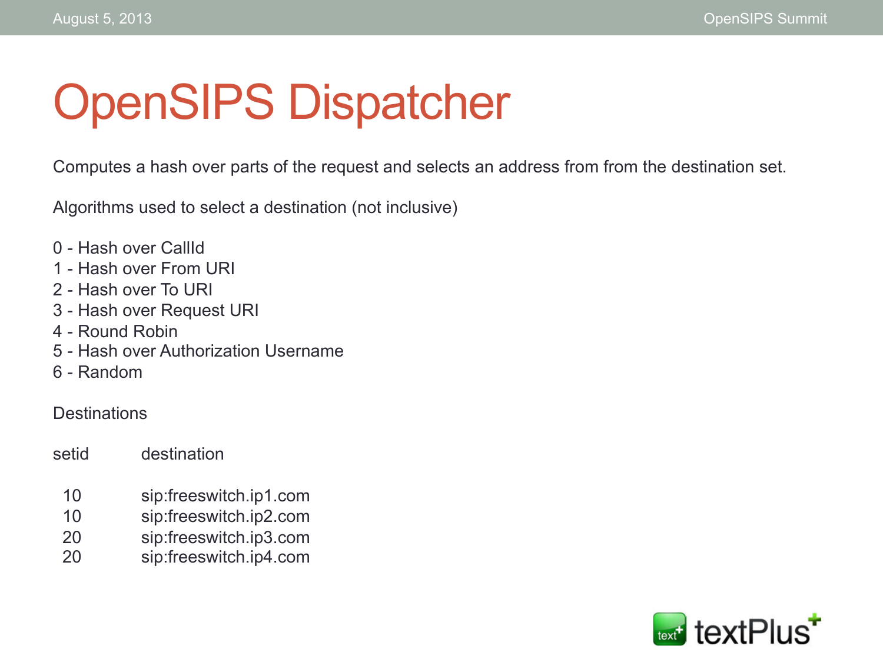# OpenSIPS Dispatcher

Computes a hash over parts of the request and selects an address from from the destination set.

Algorithms used to select a destination (not inclusive)

0 - Hash over CallId
1 - Hash over From URI
2 - Hash over To URI
3 - Hash over Request URI
4 - Round Robin
5 - Hash over Authorization Username
6 - Random

Destinations

| setid | destination |
| --- | --- |
| 10 | sip:freeswitch.ip1.com |
| 10 | sip:freeswitch.ip2.com |
| 20 | sip:freeswitch.ip3.com |
| 20 | sip:freeswitch.ip4.com |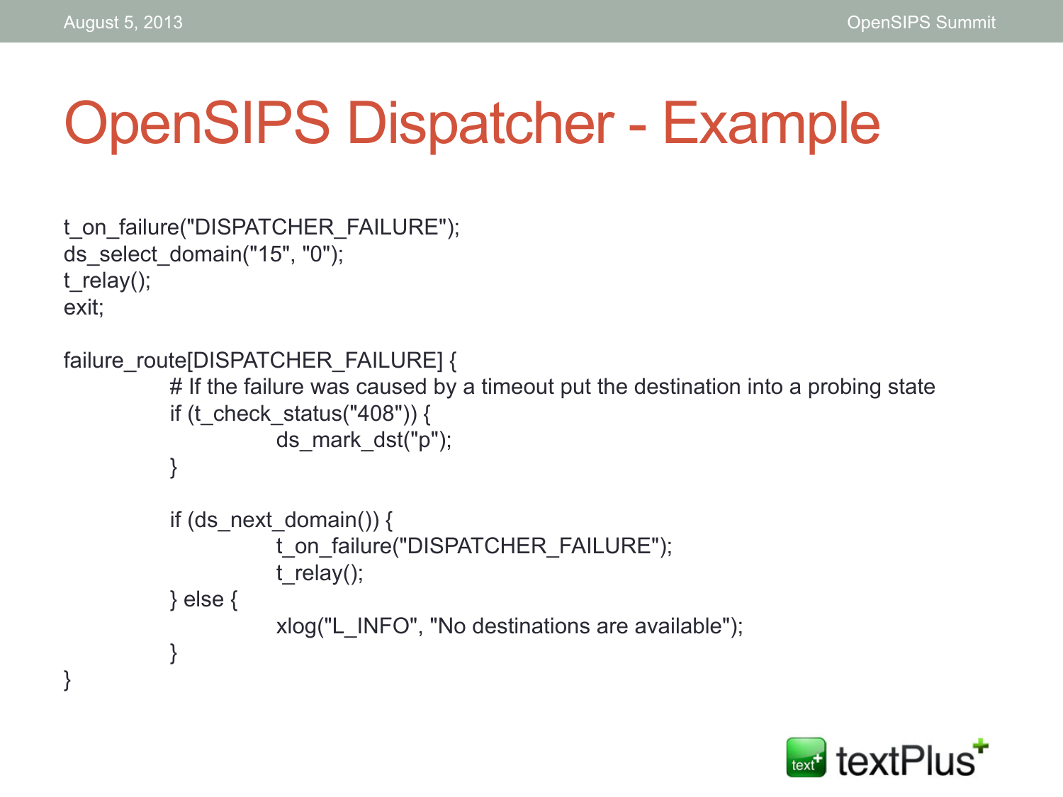# OpenSIPS Dispatcher - Example

```
t_on_failure("DISPATCHER_FAILURE");
ds_select_domain("15", "0");
t_relay();
exit;

failure_route[DISPATCHER_FAILURE] {
        # If the failure was caused by a timeout put the destination into a probing state
        if (t_check_status("408")) {
                ds_mark_dst("p");
        }

        if (ds_next_domain()) {
                t_on_failure("DISPATCHER_FAILURE");
                t_relay();
        } else {
                xlog("L_INFO", "No destinations are available");
        }
}
```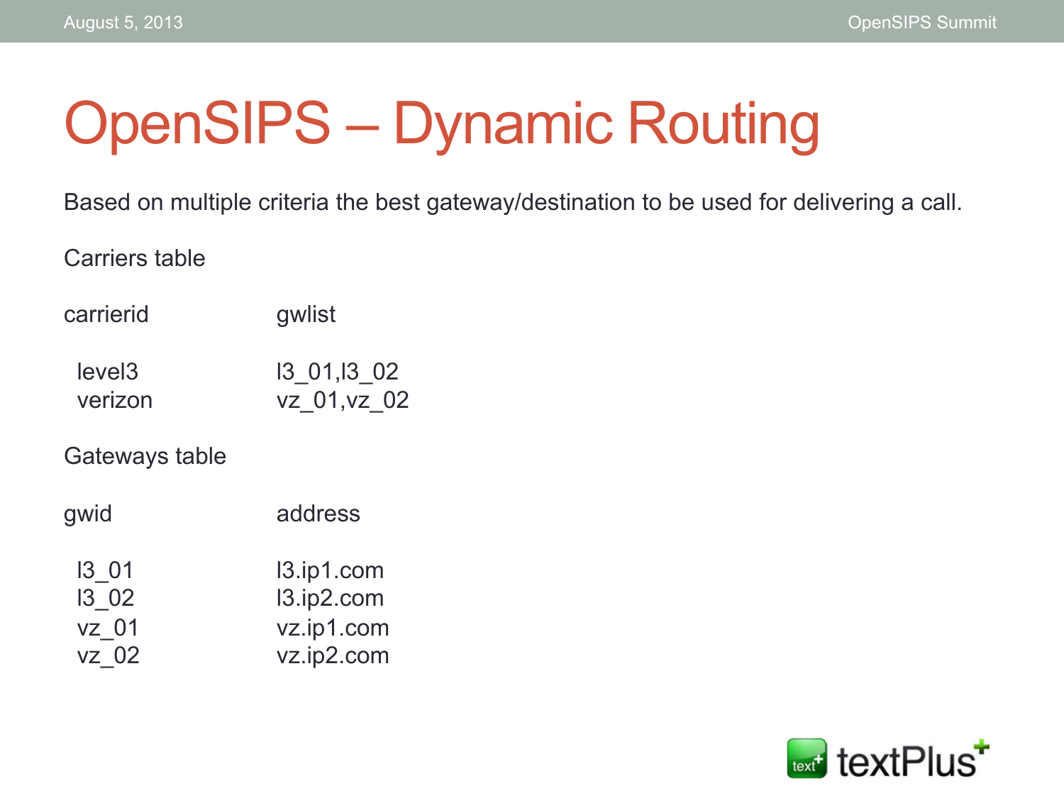# OpenSIPS – Dynamic Routing

Based on multiple criteria the best gateway/destination to be used for delivering a call.

Carriers table

| carrierid | gwlist |
| --- | --- |
| level3 | l3_01,l3_02 |
| verizon | vz_01,vz_02 |

Gateways table

| gwid | address |
| --- | --- |
| l3_01 | l3.ip1.com |
| l3_02 | l3.ip2.com |
| vz_01 | vz.ip1.com |
| vz_02 | vz.ip2.com |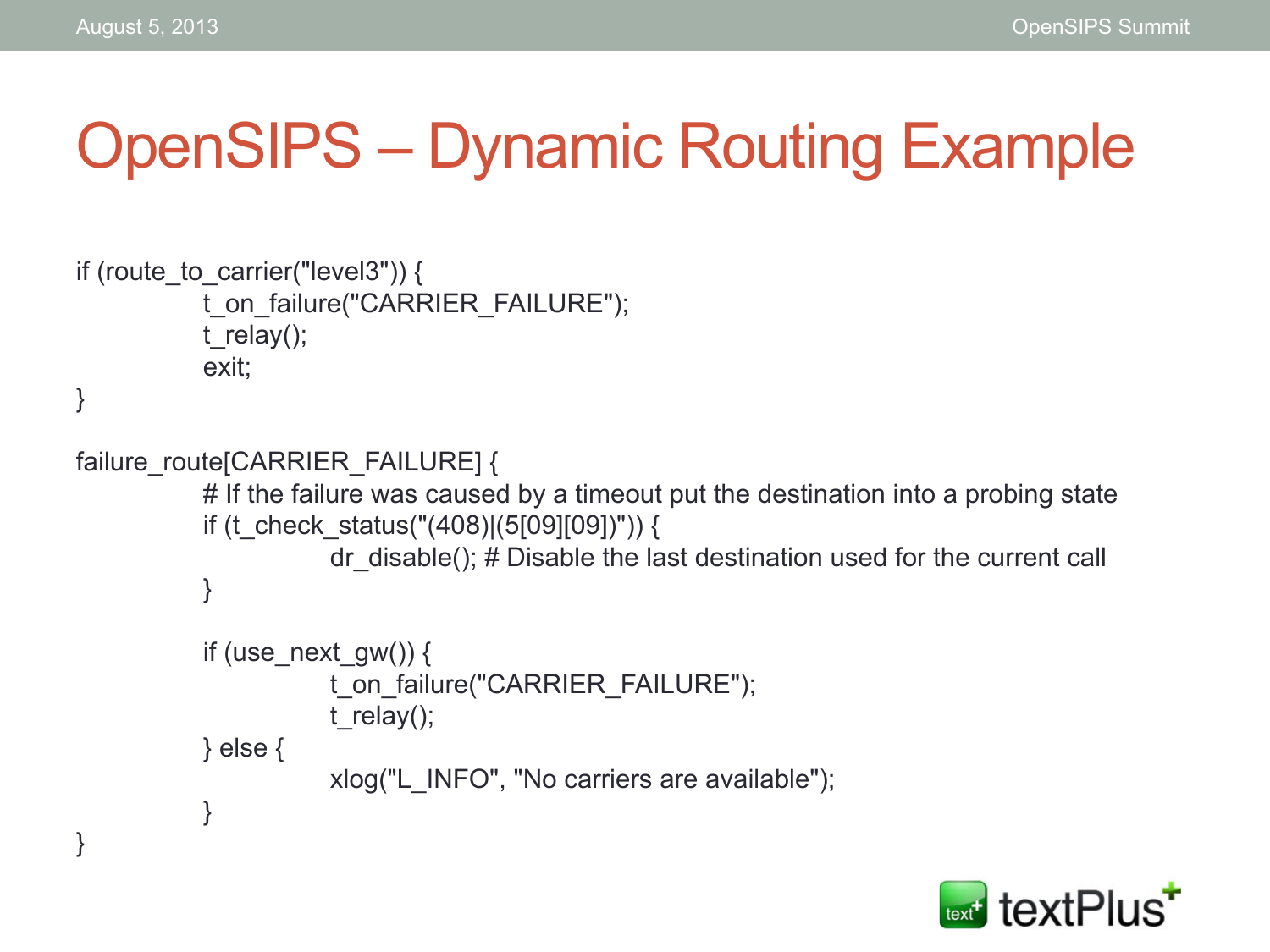# OpenSIPS – Dynamic Routing Example

```
if (route_to_carrier("level3")) {
        t_on_failure("CARRIER_FAILURE");
        t_relay();
        exit;
}

failure_route[CARRIER_FAILURE] {
        # If the failure was caused by a timeout put the destination into a probing state
        if (t_check_status("(408)|(5[09][09])")) {
                dr_disable(); # Disable the last destination used for the current call
        }

        if (use_next_gw()) {
                t_on_failure("CARRIER_FAILURE");
                t_relay();
        } else {
                xlog("L_INFO", "No carriers are available");
        }
}
```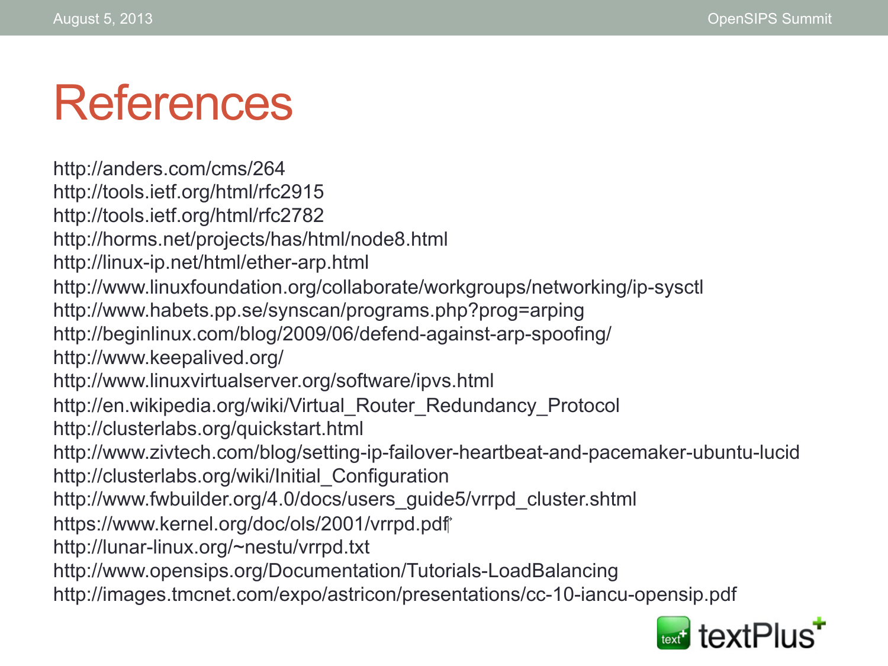# References

http://anders.com/cms/264
http://tools.ietf.org/html/rfc2915
http://tools.ietf.org/html/rfc2782
http://horms.net/projects/has/html/node8.html
http://linux-ip.net/html/ether-arp.html
http://www.linuxfoundation.org/collaborate/workgroups/networking/ip-sysctl
http://www.habets.pp.se/synscan/programs.php?prog=arping
http://beginlinux.com/blog/2009/06/defend-against-arp-spoofing/
http://www.keepalived.org/
http://www.linuxvirtualserver.org/software/ipvs.html
http://en.wikipedia.org/wiki/Virtual_Router_Redundancy_Protocol
http://clusterlabs.org/quickstart.html
http://www.zivtech.com/blog/setting-ip-failover-heartbeat-and-pacemaker-ubuntu-lucid
http://clusterlabs.org/wiki/Initial_Configuration
http://www.fwbuilder.org/4.0/docs/users_guide5/vrrpd_cluster.shtml
https://www.kernel.org/doc/ols/2001/vrrpd.pdf
http://lunar-linux.org/~nestu/vrrpd.txt
http://www.opensips.org/Documentation/Tutorials-LoadBalancing
http://images.tmcnet.com/expo/astricon/presentations/cc-10-iancu-opensip.pdf